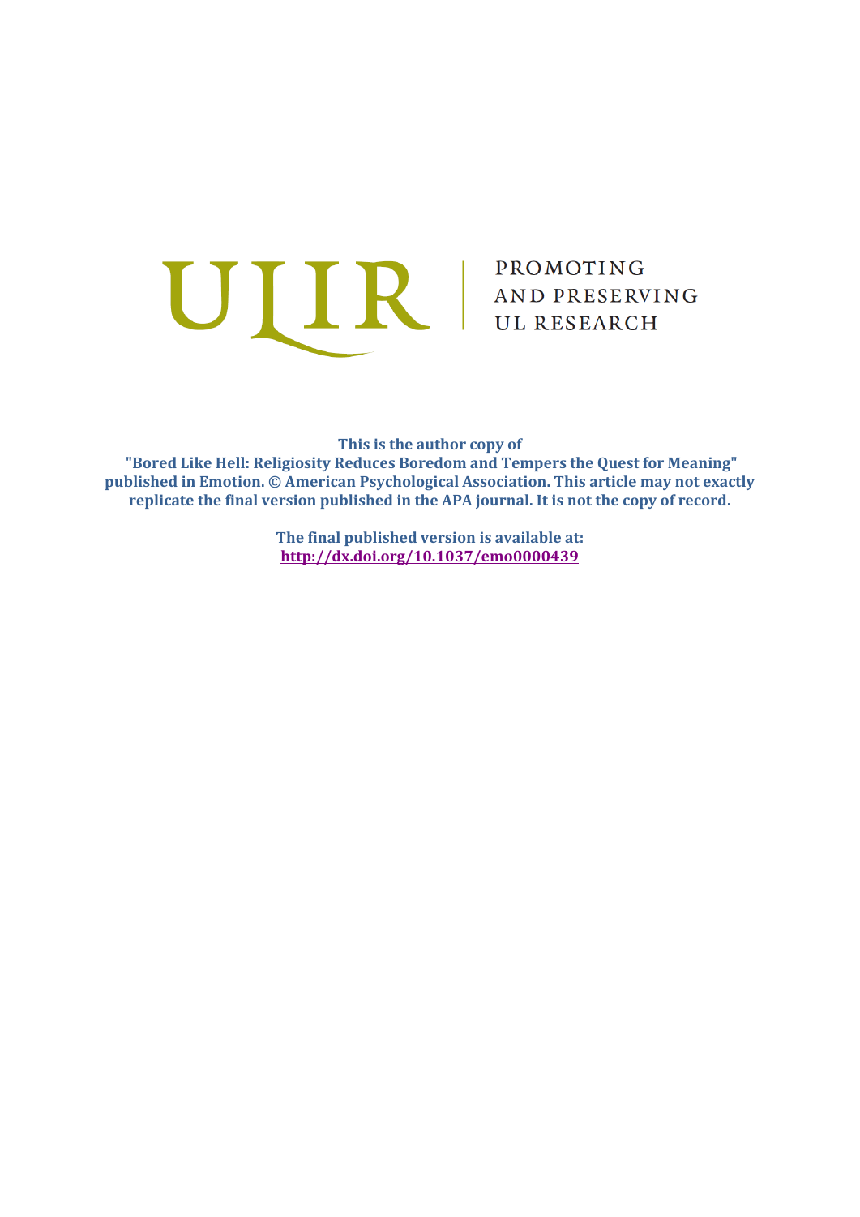ULIR | PROMOTING AND PRESERVING UL RESEARCH

**This is the author copy of**
**"Bored Like Hell: Religiosity Reduces Boredom and Tempers the Quest for Meaning" published in Emotion. © American Psychological Association. This article may not exactly replicate the final version published in the APA journal. It is not the copy of record.**

**The final published version is available at:**
**http://dx.doi.org/10.1037/emo0000439**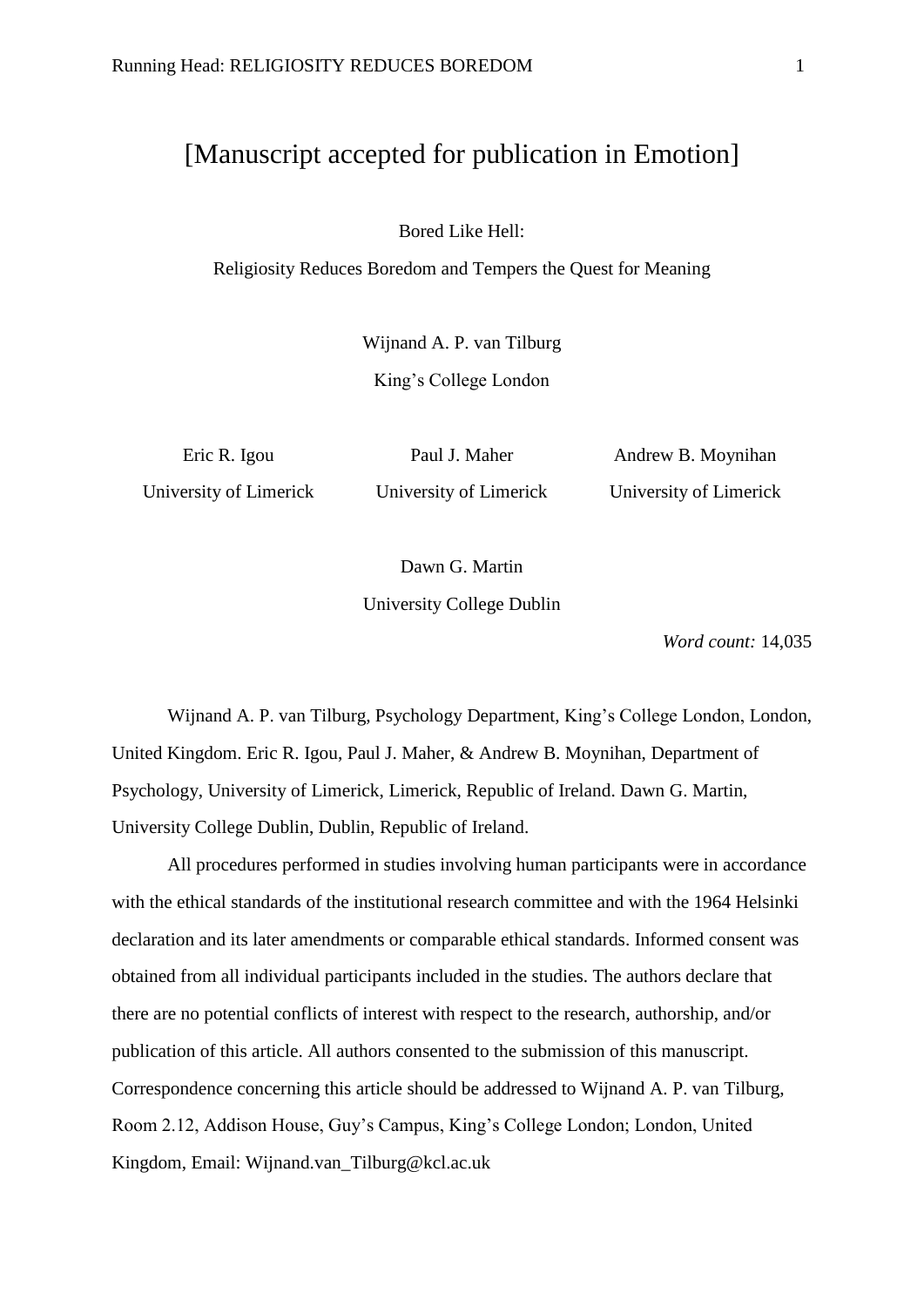[Manuscript accepted for publication in Emotion]

Bored Like Hell:

Religiosity Reduces Boredom and Tempers the Quest for Meaning

Wijnand A. P. van Tilburg

King's College London

Eric R. Igou

University of Limerick

Paul J. Maher

University of Limerick

Andrew B. Moynihan

University of Limerick

Dawn G. Martin

University College Dublin

*Word count:* 14,035

Wijnand A. P. van Tilburg, Psychology Department, King's College London, London, United Kingdom. Eric R. Igou, Paul J. Maher, & Andrew B. Moynihan, Department of Psychology, University of Limerick, Limerick, Republic of Ireland. Dawn G. Martin, University College Dublin, Dublin, Republic of Ireland.

All procedures performed in studies involving human participants were in accordance with the ethical standards of the institutional research committee and with the 1964 Helsinki declaration and its later amendments or comparable ethical standards. Informed consent was obtained from all individual participants included in the studies. The authors declare that there are no potential conflicts of interest with respect to the research, authorship, and/or publication of this article. All authors consented to the submission of this manuscript. Correspondence concerning this article should be addressed to Wijnand A. P. van Tilburg, Room 2.12, Addison House, Guy's Campus, King's College London; London, United Kingdom, Email: Wijnand.van_Tilburg@kcl.ac.uk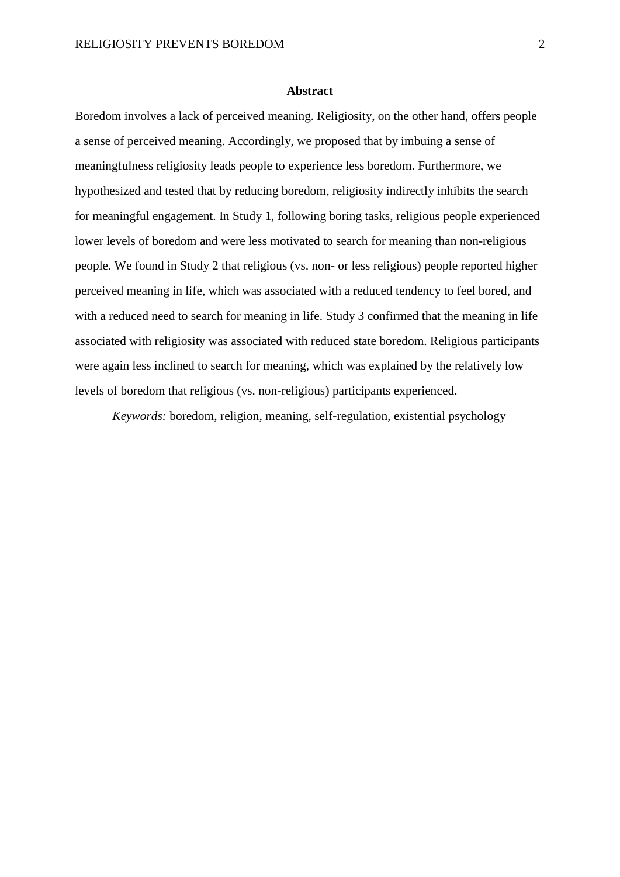## Abstract

Boredom involves a lack of perceived meaning. Religiosity, on the other hand, offers people a sense of perceived meaning. Accordingly, we proposed that by imbuing a sense of meaningfulness religiosity leads people to experience less boredom. Furthermore, we hypothesized and tested that by reducing boredom, religiosity indirectly inhibits the search for meaningful engagement. In Study 1, following boring tasks, religious people experienced lower levels of boredom and were less motivated to search for meaning than non-religious people. We found in Study 2 that religious (vs. non- or less religious) people reported higher perceived meaning in life, which was associated with a reduced tendency to feel bored, and with a reduced need to search for meaning in life. Study 3 confirmed that the meaning in life associated with religiosity was associated with reduced state boredom. Religious participants were again less inclined to search for meaning, which was explained by the relatively low levels of boredom that religious (vs. non-religious) participants experienced.

*Keywords:* boredom, religion, meaning, self-regulation, existential psychology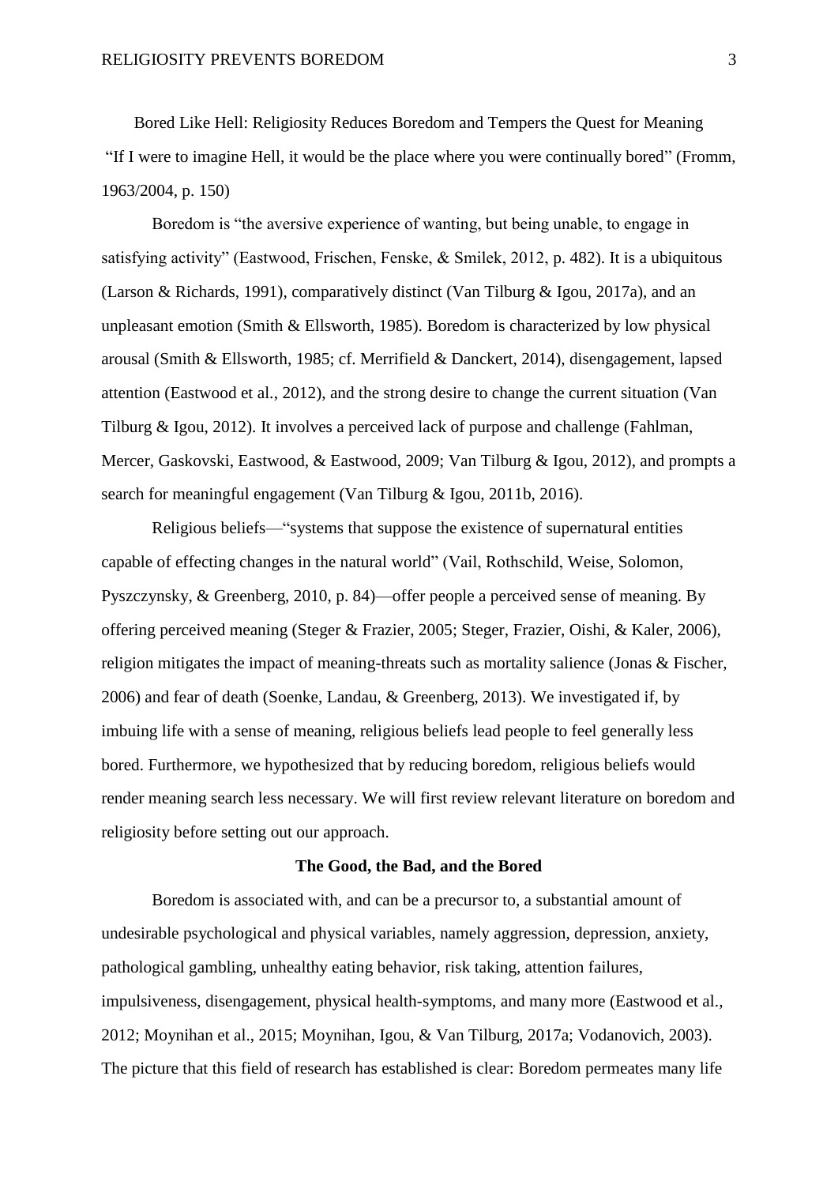Bored Like Hell: Religiosity Reduces Boredom and Tempers the Quest for Meaning

"If I were to imagine Hell, it would be the place where you were continually bored" (Fromm, 1963/2004, p. 150)

Boredom is "the aversive experience of wanting, but being unable, to engage in satisfying activity" (Eastwood, Frischen, Fenske, & Smilek, 2012, p. 482). It is a ubiquitous (Larson & Richards, 1991), comparatively distinct (Van Tilburg & Igou, 2017a), and an unpleasant emotion (Smith & Ellsworth, 1985). Boredom is characterized by low physical arousal (Smith & Ellsworth, 1985; cf. Merrifield & Danckert, 2014), disengagement, lapsed attention (Eastwood et al., 2012), and the strong desire to change the current situation (Van Tilburg & Igou, 2012). It involves a perceived lack of purpose and challenge (Fahlman, Mercer, Gaskovski, Eastwood, & Eastwood, 2009; Van Tilburg & Igou, 2012), and prompts a search for meaningful engagement (Van Tilburg & Igou, 2011b, 2016).

Religious beliefs—"systems that suppose the existence of supernatural entities capable of effecting changes in the natural world" (Vail, Rothschild, Weise, Solomon, Pyszczynsky, & Greenberg, 2010, p. 84)—offer people a perceived sense of meaning. By offering perceived meaning (Steger & Frazier, 2005; Steger, Frazier, Oishi, & Kaler, 2006), religion mitigates the impact of meaning-threats such as mortality salience (Jonas & Fischer, 2006) and fear of death (Soenke, Landau, & Greenberg, 2013). We investigated if, by imbuing life with a sense of meaning, religious beliefs lead people to feel generally less bored. Furthermore, we hypothesized that by reducing boredom, religious beliefs would render meaning search less necessary. We will first review relevant literature on boredom and religiosity before setting out our approach.

## The Good, the Bad, and the Bored

Boredom is associated with, and can be a precursor to, a substantial amount of undesirable psychological and physical variables, namely aggression, depression, anxiety, pathological gambling, unhealthy eating behavior, risk taking, attention failures, impulsiveness, disengagement, physical health-symptoms, and many more (Eastwood et al., 2012; Moynihan et al., 2015; Moynihan, Igou, & Van Tilburg, 2017a; Vodanovich, 2003). The picture that this field of research has established is clear: Boredom permeates many life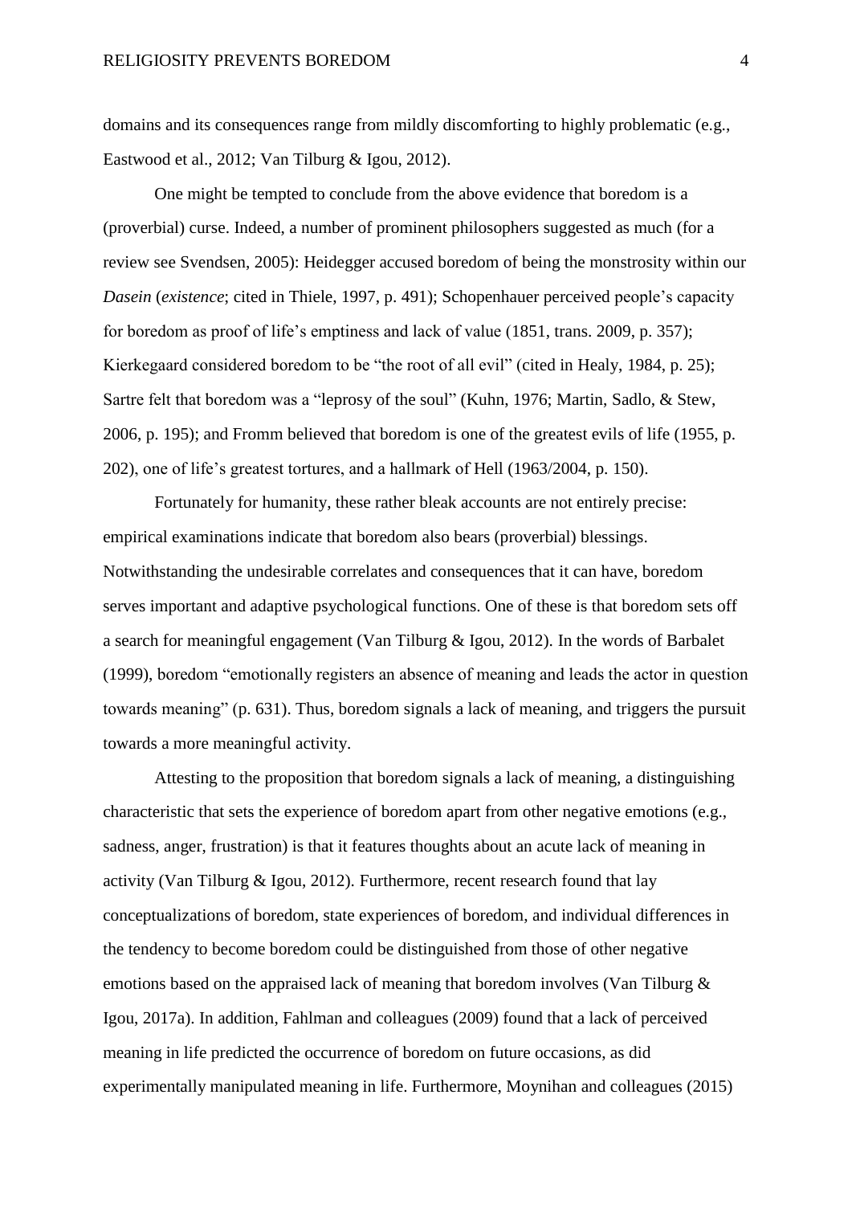domains and its consequences range from mildly discomforting to highly problematic (e.g., Eastwood et al., 2012; Van Tilburg & Igou, 2012).

One might be tempted to conclude from the above evidence that boredom is a (proverbial) curse. Indeed, a number of prominent philosophers suggested as much (for a review see Svendsen, 2005): Heidegger accused boredom of being the monstrosity within our *Dasein* (*existence*; cited in Thiele, 1997, p. 491); Schopenhauer perceived people's capacity for boredom as proof of life's emptiness and lack of value (1851, trans. 2009, p. 357); Kierkegaard considered boredom to be "the root of all evil" (cited in Healy, 1984, p. 25); Sartre felt that boredom was a "leprosy of the soul" (Kuhn, 1976; Martin, Sadlo, & Stew, 2006, p. 195); and Fromm believed that boredom is one of the greatest evils of life (1955, p. 202), one of life's greatest tortures, and a hallmark of Hell (1963/2004, p. 150).

Fortunately for humanity, these rather bleak accounts are not entirely precise: empirical examinations indicate that boredom also bears (proverbial) blessings. Notwithstanding the undesirable correlates and consequences that it can have, boredom serves important and adaptive psychological functions. One of these is that boredom sets off a search for meaningful engagement (Van Tilburg & Igou, 2012). In the words of Barbalet (1999), boredom "emotionally registers an absence of meaning and leads the actor in question towards meaning" (p. 631). Thus, boredom signals a lack of meaning, and triggers the pursuit towards a more meaningful activity.

Attesting to the proposition that boredom signals a lack of meaning, a distinguishing characteristic that sets the experience of boredom apart from other negative emotions (e.g., sadness, anger, frustration) is that it features thoughts about an acute lack of meaning in activity (Van Tilburg & Igou, 2012). Furthermore, recent research found that lay conceptualizations of boredom, state experiences of boredom, and individual differences in the tendency to become boredom could be distinguished from those of other negative emotions based on the appraised lack of meaning that boredom involves (Van Tilburg & Igou, 2017a). In addition, Fahlman and colleagues (2009) found that a lack of perceived meaning in life predicted the occurrence of boredom on future occasions, as did experimentally manipulated meaning in life. Furthermore, Moynihan and colleagues (2015)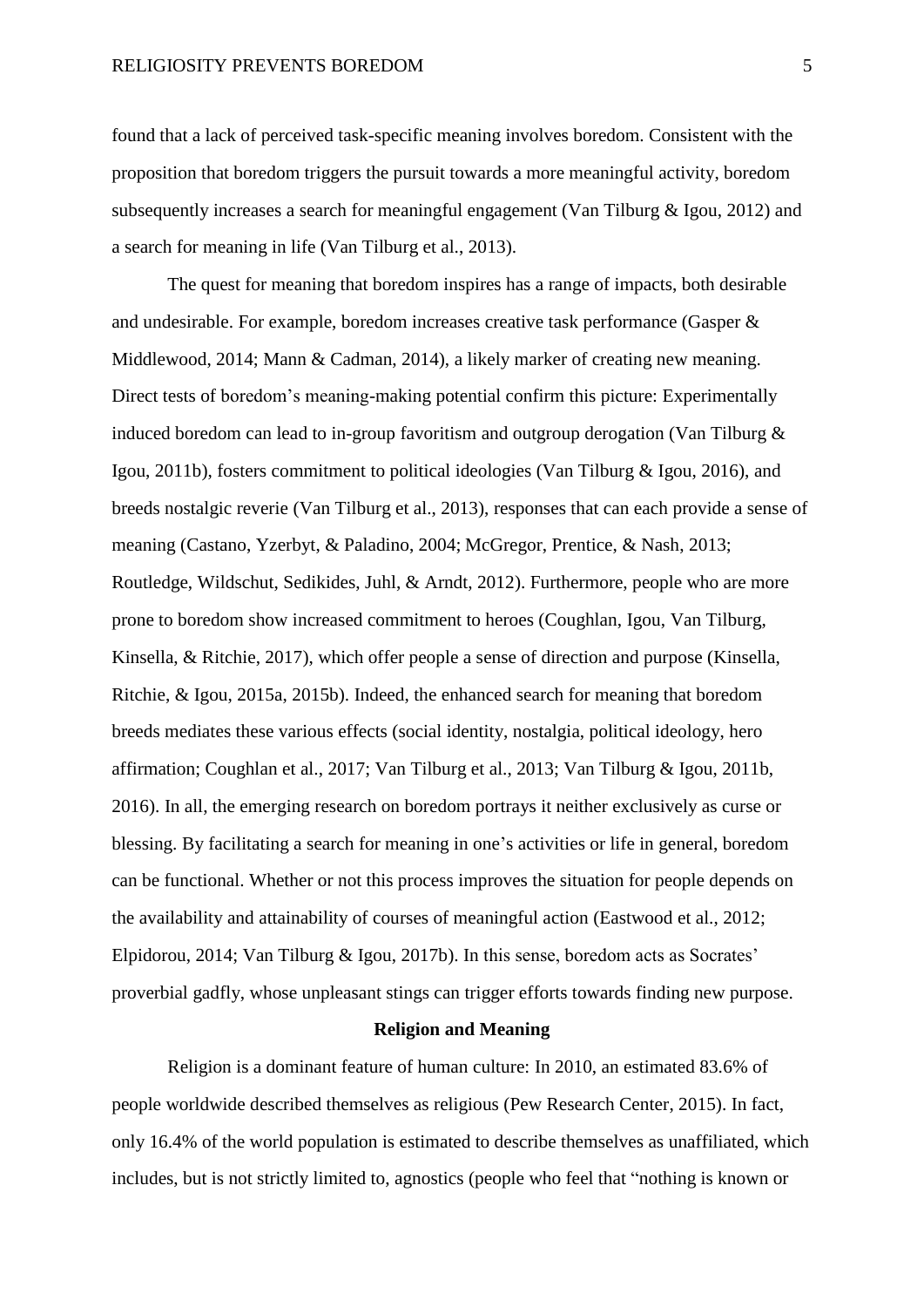found that a lack of perceived task-specific meaning involves boredom. Consistent with the proposition that boredom triggers the pursuit towards a more meaningful activity, boredom subsequently increases a search for meaningful engagement (Van Tilburg & Igou, 2012) and a search for meaning in life (Van Tilburg et al., 2013).

The quest for meaning that boredom inspires has a range of impacts, both desirable and undesirable. For example, boredom increases creative task performance (Gasper & Middlewood, 2014; Mann & Cadman, 2014), a likely marker of creating new meaning. Direct tests of boredom's meaning-making potential confirm this picture: Experimentally induced boredom can lead to in-group favoritism and outgroup derogation (Van Tilburg & Igou, 2011b), fosters commitment to political ideologies (Van Tilburg & Igou, 2016), and breeds nostalgic reverie (Van Tilburg et al., 2013), responses that can each provide a sense of meaning (Castano, Yzerbyt, & Paladino, 2004; McGregor, Prentice, & Nash, 2013; Routledge, Wildschut, Sedikides, Juhl, & Arndt, 2012). Furthermore, people who are more prone to boredom show increased commitment to heroes (Coughlan, Igou, Van Tilburg, Kinsella, & Ritchie, 2017), which offer people a sense of direction and purpose (Kinsella, Ritchie, & Igou, 2015a, 2015b). Indeed, the enhanced search for meaning that boredom breeds mediates these various effects (social identity, nostalgia, political ideology, hero affirmation; Coughlan et al., 2017; Van Tilburg et al., 2013; Van Tilburg & Igou, 2011b, 2016). In all, the emerging research on boredom portrays it neither exclusively as curse or blessing. By facilitating a search for meaning in one's activities or life in general, boredom can be functional. Whether or not this process improves the situation for people depends on the availability and attainability of courses of meaningful action (Eastwood et al., 2012; Elpidorou, 2014; Van Tilburg & Igou, 2017b). In this sense, boredom acts as Socrates' proverbial gadfly, whose unpleasant stings can trigger efforts towards finding new purpose.

## Religion and Meaning

Religion is a dominant feature of human culture: In 2010, an estimated 83.6% of people worldwide described themselves as religious (Pew Research Center, 2015). In fact, only 16.4% of the world population is estimated to describe themselves as unaffiliated, which includes, but is not strictly limited to, agnostics (people who feel that "nothing is known or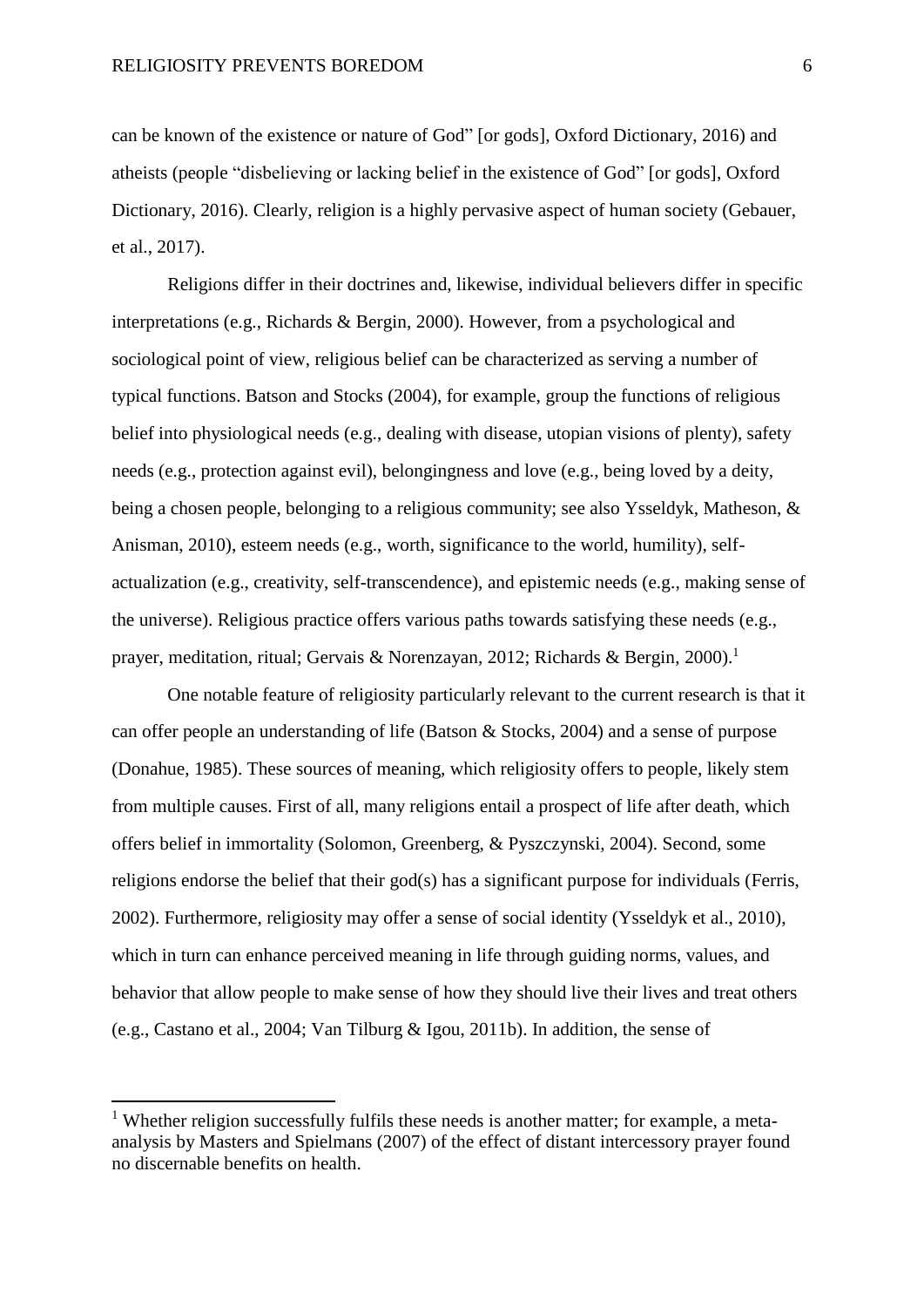can be known of the existence or nature of God" [or gods], Oxford Dictionary, 2016) and atheists (people "disbelieving or lacking belief in the existence of God" [or gods], Oxford Dictionary, 2016). Clearly, religion is a highly pervasive aspect of human society (Gebauer, et al., 2017).

Religions differ in their doctrines and, likewise, individual believers differ in specific interpretations (e.g., Richards & Bergin, 2000). However, from a psychological and sociological point of view, religious belief can be characterized as serving a number of typical functions. Batson and Stocks (2004), for example, group the functions of religious belief into physiological needs (e.g., dealing with disease, utopian visions of plenty), safety needs (e.g., protection against evil), belongingness and love (e.g., being loved by a deity, being a chosen people, belonging to a religious community; see also Ysseldyk, Matheson, & Anisman, 2010), esteem needs (e.g., worth, significance to the world, humility), self-actualization (e.g., creativity, self-transcendence), and epistemic needs (e.g., making sense of the universe). Religious practice offers various paths towards satisfying these needs (e.g., prayer, meditation, ritual; Gervais & Norenzayan, 2012; Richards & Bergin, 2000).[1]

One notable feature of religiosity particularly relevant to the current research is that it can offer people an understanding of life (Batson & Stocks, 2004) and a sense of purpose (Donahue, 1985). These sources of meaning, which religiosity offers to people, likely stem from multiple causes. First of all, many religions entail a prospect of life after death, which offers belief in immortality (Solomon, Greenberg, & Pyszczynski, 2004). Second, some religions endorse the belief that their god(s) has a significant purpose for individuals (Ferris, 2002). Furthermore, religiosity may offer a sense of social identity (Ysseldyk et al., 2010), which in turn can enhance perceived meaning in life through guiding norms, values, and behavior that allow people to make sense of how they should live their lives and treat others (e.g., Castano et al., 2004; Van Tilburg & Igou, 2011b). In addition, the sense of

[1] Whether religion successfully fulfils these needs is another matter; for example, a meta-analysis by Masters and Spielmans (2007) of the effect of distant intercessory prayer found no discernable benefits on health.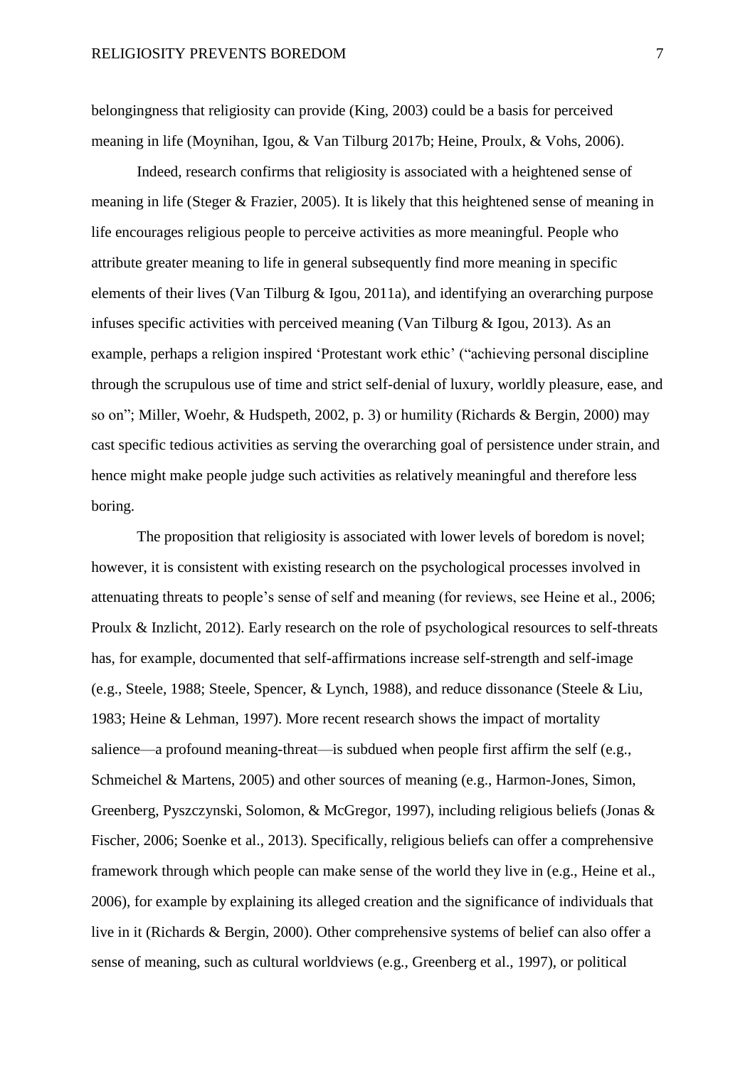belongingness that religiosity can provide (King, 2003) could be a basis for perceived meaning in life (Moynihan, Igou, & Van Tilburg 2017b; Heine, Proulx, & Vohs, 2006).

Indeed, research confirms that religiosity is associated with a heightened sense of meaning in life (Steger & Frazier, 2005). It is likely that this heightened sense of meaning in life encourages religious people to perceive activities as more meaningful. People who attribute greater meaning to life in general subsequently find more meaning in specific elements of their lives (Van Tilburg & Igou, 2011a), and identifying an overarching purpose infuses specific activities with perceived meaning (Van Tilburg & Igou, 2013). As an example, perhaps a religion inspired 'Protestant work ethic' ("achieving personal discipline through the scrupulous use of time and strict self-denial of luxury, worldly pleasure, ease, and so on"; Miller, Woehr, & Hudspeth, 2002, p. 3) or humility (Richards & Bergin, 2000) may cast specific tedious activities as serving the overarching goal of persistence under strain, and hence might make people judge such activities as relatively meaningful and therefore less boring.

The proposition that religiosity is associated with lower levels of boredom is novel; however, it is consistent with existing research on the psychological processes involved in attenuating threats to people's sense of self and meaning (for reviews, see Heine et al., 2006; Proulx & Inzlicht, 2012). Early research on the role of psychological resources to self-threats has, for example, documented that self-affirmations increase self-strength and self-image (e.g., Steele, 1988; Steele, Spencer, & Lynch, 1988), and reduce dissonance (Steele & Liu, 1983; Heine & Lehman, 1997). More recent research shows the impact of mortality salience—a profound meaning-threat—is subdued when people first affirm the self (e.g., Schmeichel & Martens, 2005) and other sources of meaning (e.g., Harmon-Jones, Simon, Greenberg, Pyszczynski, Solomon, & McGregor, 1997), including religious beliefs (Jonas & Fischer, 2006; Soenke et al., 2013). Specifically, religious beliefs can offer a comprehensive framework through which people can make sense of the world they live in (e.g., Heine et al., 2006), for example by explaining its alleged creation and the significance of individuals that live in it (Richards & Bergin, 2000). Other comprehensive systems of belief can also offer a sense of meaning, such as cultural worldviews (e.g., Greenberg et al., 1997), or political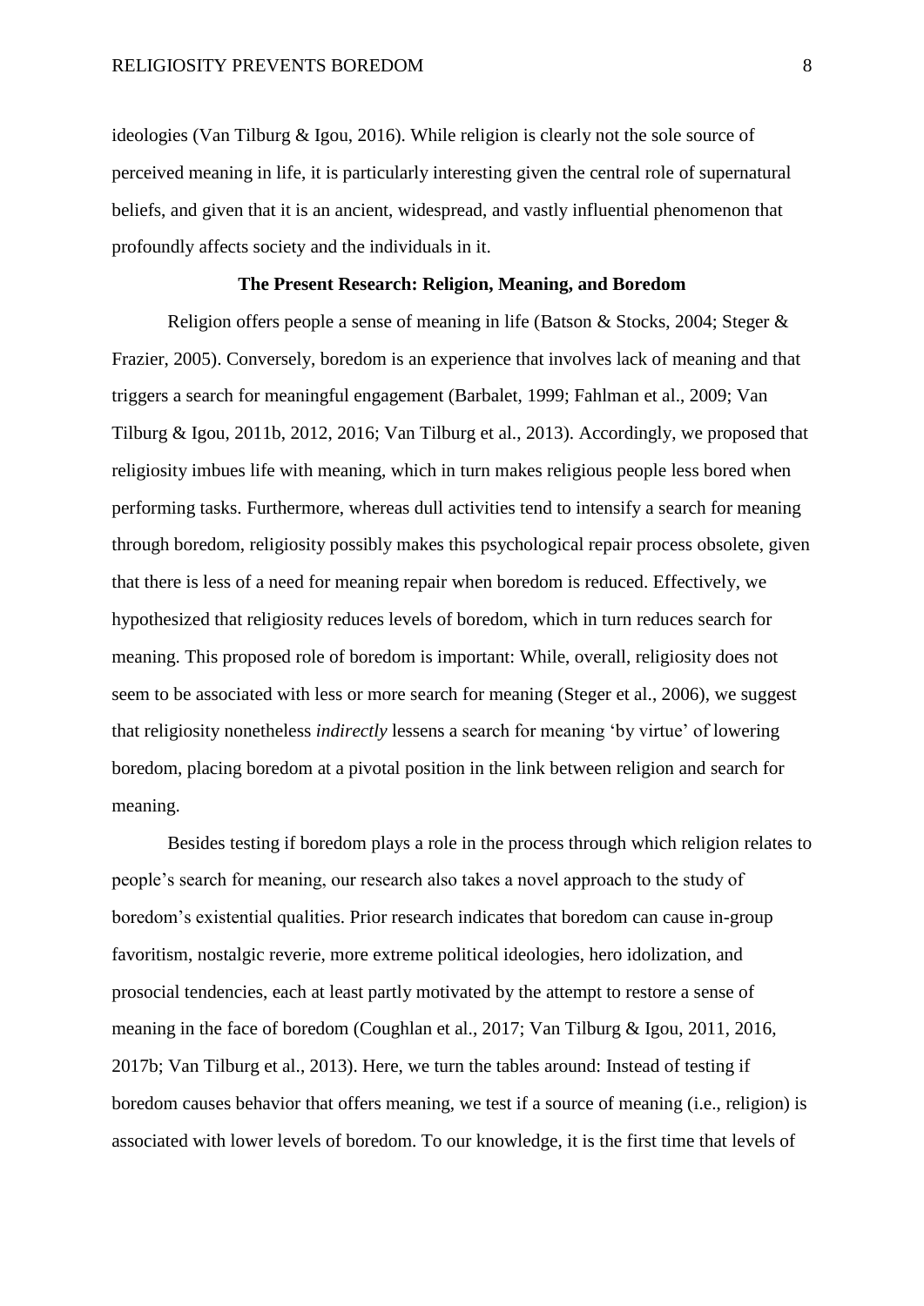ideologies (Van Tilburg & Igou, 2016). While religion is clearly not the sole source of perceived meaning in life, it is particularly interesting given the central role of supernatural beliefs, and given that it is an ancient, widespread, and vastly influential phenomenon that profoundly affects society and the individuals in it.

## The Present Research: Religion, Meaning, and Boredom

Religion offers people a sense of meaning in life (Batson & Stocks, 2004; Steger & Frazier, 2005). Conversely, boredom is an experience that involves lack of meaning and that triggers a search for meaningful engagement (Barbalet, 1999; Fahlman et al., 2009; Van Tilburg & Igou, 2011b, 2012, 2016; Van Tilburg et al., 2013). Accordingly, we proposed that religiosity imbues life with meaning, which in turn makes religious people less bored when performing tasks. Furthermore, whereas dull activities tend to intensify a search for meaning through boredom, religiosity possibly makes this psychological repair process obsolete, given that there is less of a need for meaning repair when boredom is reduced. Effectively, we hypothesized that religiosity reduces levels of boredom, which in turn reduces search for meaning. This proposed role of boredom is important: While, overall, religiosity does not seem to be associated with less or more search for meaning (Steger et al., 2006), we suggest that religiosity nonetheless *indirectly* lessens a search for meaning 'by virtue' of lowering boredom, placing boredom at a pivotal position in the link between religion and search for meaning.

Besides testing if boredom plays a role in the process through which religion relates to people's search for meaning, our research also takes a novel approach to the study of boredom's existential qualities. Prior research indicates that boredom can cause in-group favoritism, nostalgic reverie, more extreme political ideologies, hero idolization, and prosocial tendencies, each at least partly motivated by the attempt to restore a sense of meaning in the face of boredom (Coughlan et al., 2017; Van Tilburg & Igou, 2011, 2016, 2017b; Van Tilburg et al., 2013). Here, we turn the tables around: Instead of testing if boredom causes behavior that offers meaning, we test if a source of meaning (i.e., religion) is associated with lower levels of boredom. To our knowledge, it is the first time that levels of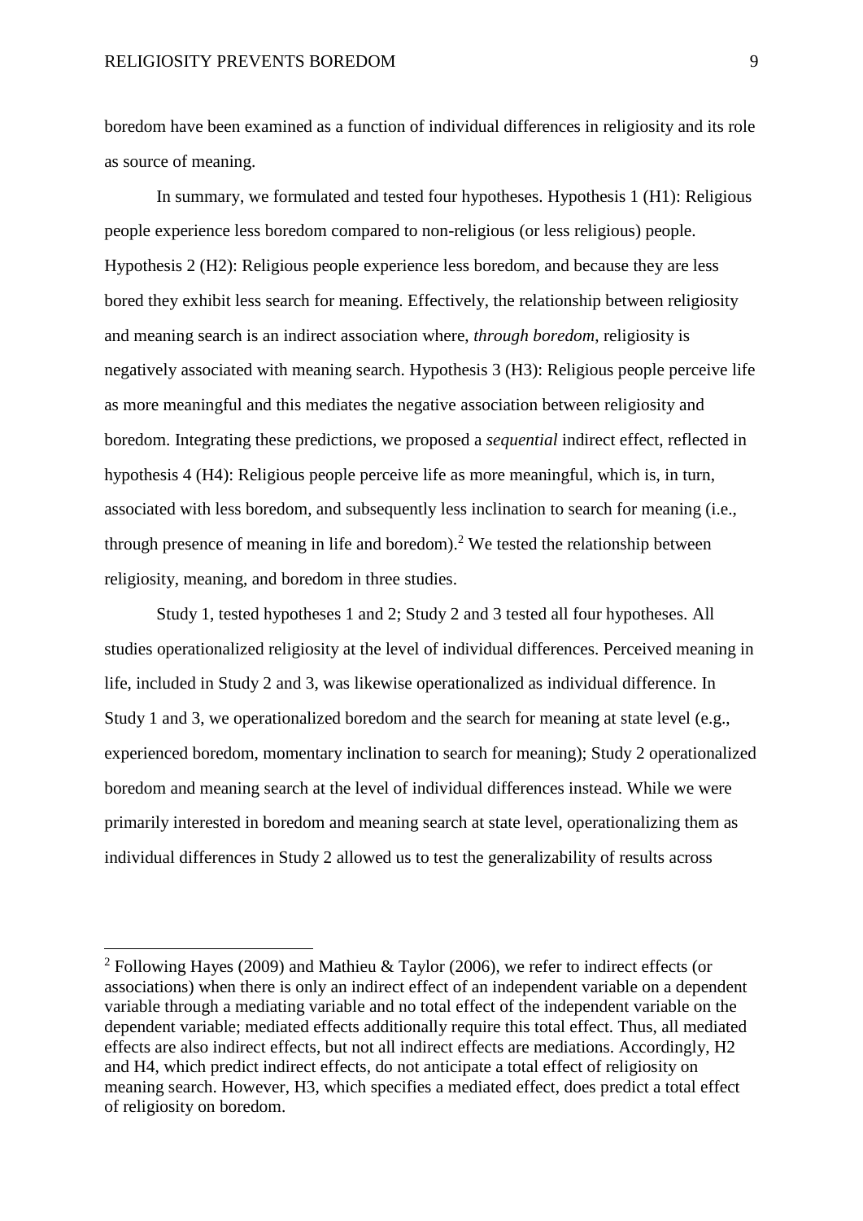boredom have been examined as a function of individual differences in religiosity and its role as source of meaning.

In summary, we formulated and tested four hypotheses. Hypothesis 1 (H1): Religious people experience less boredom compared to non-religious (or less religious) people. Hypothesis 2 (H2): Religious people experience less boredom, and because they are less bored they exhibit less search for meaning. Effectively, the relationship between religiosity and meaning search is an indirect association where, *through boredom*, religiosity is negatively associated with meaning search. Hypothesis 3 (H3): Religious people perceive life as more meaningful and this mediates the negative association between religiosity and boredom. Integrating these predictions, we proposed a *sequential* indirect effect, reflected in hypothesis 4 (H4): Religious people perceive life as more meaningful, which is, in turn, associated with less boredom, and subsequently less inclination to search for meaning (i.e., through presence of meaning in life and boredom).[2] We tested the relationship between religiosity, meaning, and boredom in three studies.

Study 1, tested hypotheses 1 and 2; Study 2 and 3 tested all four hypotheses. All studies operationalized religiosity at the level of individual differences. Perceived meaning in life, included in Study 2 and 3, was likewise operationalized as individual difference. In Study 1 and 3, we operationalized boredom and the search for meaning at state level (e.g., experienced boredom, momentary inclination to search for meaning); Study 2 operationalized boredom and meaning search at the level of individual differences instead. While we were primarily interested in boredom and meaning search at state level, operationalizing them as individual differences in Study 2 allowed us to test the generalizability of results across

[2] Following Hayes (2009) and Mathieu & Taylor (2006), we refer to indirect effects (or associations) when there is only an indirect effect of an independent variable on a dependent variable through a mediating variable and no total effect of the independent variable on the dependent variable; mediated effects additionally require this total effect. Thus, all mediated effects are also indirect effects, but not all indirect effects are mediations. Accordingly, H2 and H4, which predict indirect effects, do not anticipate a total effect of religiosity on meaning search. However, H3, which specifies a mediated effect, does predict a total effect of religiosity on boredom.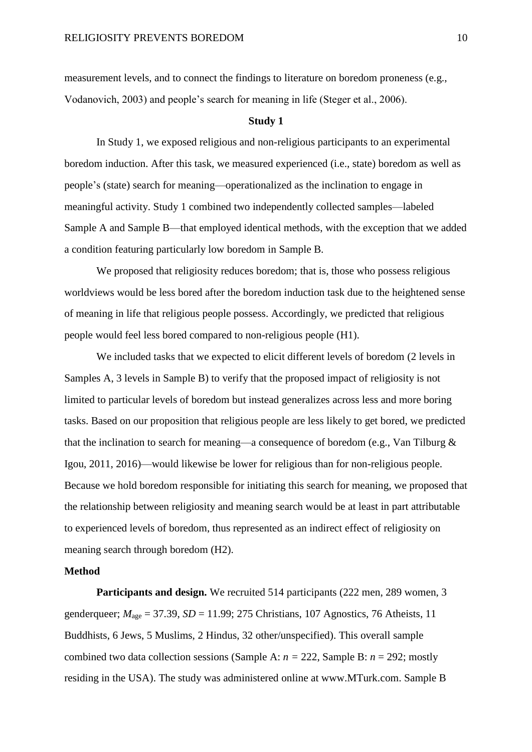measurement levels, and to connect the findings to literature on boredom proneness (e.g., Vodanovich, 2003) and people's search for meaning in life (Steger et al., 2006).

## Study 1

In Study 1, we exposed religious and non-religious participants to an experimental boredom induction. After this task, we measured experienced (i.e., state) boredom as well as people's (state) search for meaning—operationalized as the inclination to engage in meaningful activity. Study 1 combined two independently collected samples—labeled Sample A and Sample B—that employed identical methods, with the exception that we added a condition featuring particularly low boredom in Sample B.

We proposed that religiosity reduces boredom; that is, those who possess religious worldviews would be less bored after the boredom induction task due to the heightened sense of meaning in life that religious people possess. Accordingly, we predicted that religious people would feel less bored compared to non-religious people (H1).

We included tasks that we expected to elicit different levels of boredom (2 levels in Samples A, 3 levels in Sample B) to verify that the proposed impact of religiosity is not limited to particular levels of boredom but instead generalizes across less and more boring tasks. Based on our proposition that religious people are less likely to get bored, we predicted that the inclination to search for meaning—a consequence of boredom (e.g., Van Tilburg & Igou, 2011, 2016)—would likewise be lower for religious than for non-religious people. Because we hold boredom responsible for initiating this search for meaning, we proposed that the relationship between religiosity and meaning search would be at least in part attributable to experienced levels of boredom, thus represented as an indirect effect of religiosity on meaning search through boredom (H2).

### Method

**Participants and design.** We recruited 514 participants (222 men, 289 women, 3 genderqueer; $M_{\text{age}} = 37.39$, $SD = 11.99$; 275 Christians, 107 Agnostics, 76 Atheists, 11 Buddhists, 6 Jews, 5 Muslims, 2 Hindus, 32 other/unspecified). This overall sample combined two data collection sessions (Sample A: $n = 222$, Sample B: $n = 292$; mostly residing in the USA). The study was administered online at www.MTurk.com. Sample B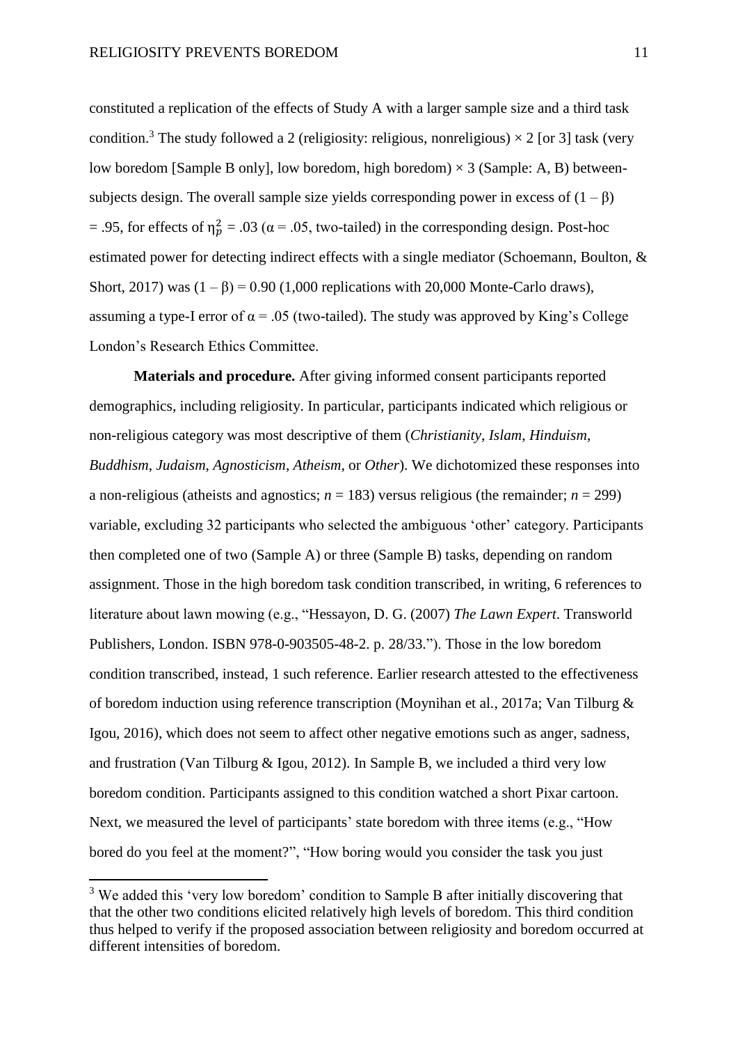constituted a replication of the effects of Study A with a larger sample size and a third task condition.[3] The study followed a 2 (religiosity: religious, nonreligious) × 2 [or 3] task (very low boredom [Sample B only], low boredom, high boredom) × 3 (Sample: A, B) between-subjects design. The overall sample size yields corresponding power in excess of $(1 - \beta) = .95$, for effects of $\eta_p^2 = .03$ ($\alpha = .05$, two-tailed) in the corresponding design. Post-hoc estimated power for detecting indirect effects with a single mediator (Schoemann, Boulton, & Short, 2017) was $(1 - \beta) = 0.90$ (1,000 replications with 20,000 Monte-Carlo draws), assuming a type-I error of $\alpha = .05$ (two-tailed). The study was approved by King's College London's Research Ethics Committee.

**Materials and procedure.** After giving informed consent participants reported demographics, including religiosity. In particular, participants indicated which religious or non-religious category was most descriptive of them (*Christianity*, *Islam*, *Hinduism*, *Buddhism*, *Judaism*, *Agnosticism*, *Atheism*, or *Other*). We dichotomized these responses into a non-religious (atheists and agnostics; $n = 183$) versus religious (the remainder; $n = 299$) variable, excluding 32 participants who selected the ambiguous 'other' category. Participants then completed one of two (Sample A) or three (Sample B) tasks, depending on random assignment. Those in the high boredom task condition transcribed, in writing, 6 references to literature about lawn mowing (e.g., "Hessayon, D. G. (2007) *The Lawn Expert*. Transworld Publishers, London. ISBN 978-0-903505-48-2. p. 28/33."). Those in the low boredom condition transcribed, instead, 1 such reference. Earlier research attested to the effectiveness of boredom induction using reference transcription (Moynihan et al., 2017a; Van Tilburg & Igou, 2016), which does not seem to affect other negative emotions such as anger, sadness, and frustration (Van Tilburg & Igou, 2012). In Sample B, we included a third very low boredom condition. Participants assigned to this condition watched a short Pixar cartoon. Next, we measured the level of participants' state boredom with three items (e.g., "How bored do you feel at the moment?", "How boring would you consider the task you just

[3] We added this 'very low boredom' condition to Sample B after initially discovering that that the other two conditions elicited relatively high levels of boredom. This third condition thus helped to verify if the proposed association between religiosity and boredom occurred at different intensities of boredom.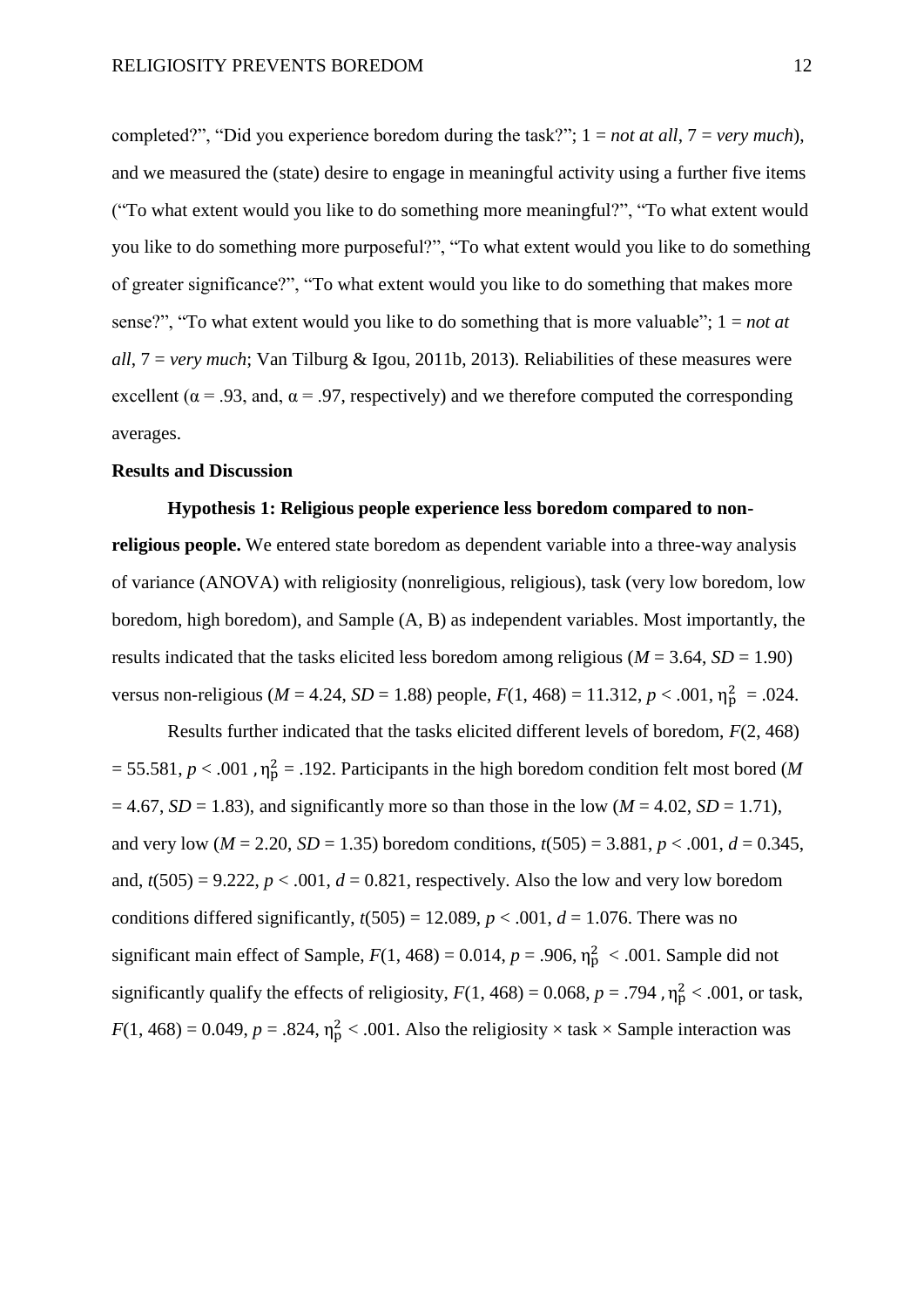completed?", "Did you experience boredom during the task?"; 1 = *not at all*, 7 = *very much*), and we measured the (state) desire to engage in meaningful activity using a further five items ("To what extent would you like to do something more meaningful?", "To what extent would you like to do something more purposeful?", "To what extent would you like to do something of greater significance?", "To what extent would you like to do something that makes more sense?", "To what extent would you like to do something that is more valuable"; 1 = *not at all*, 7 = *very much*; Van Tilburg & Igou, 2011b, 2013). Reliabilities of these measures were excellent ($\alpha$ = .93, and, $\alpha$ = .97, respectively) and we therefore computed the corresponding averages.

**Results and Discussion**

**Hypothesis 1: Religious people experience less boredom compared to non-religious people.** We entered state boredom as dependent variable into a three-way analysis of variance (ANOVA) with religiosity (nonreligious, religious), task (very low boredom, low boredom, high boredom), and Sample (A, B) as independent variables. Most importantly, the results indicated that the tasks elicited less boredom among religious ($M$ = 3.64, $SD$ = 1.90) versus non-religious ($M$ = 4.24, $SD$ = 1.88) people, $F(1, 468) = 11.312$, $p < .001$, $\eta^2_p = .024$.

Results further indicated that the tasks elicited different levels of boredom, $F(2, 468) = 55.581$, $p < .001$, $\eta^2_p = .192$. Participants in the high boredom condition felt most bored ($M$ = 4.67, $SD$ = 1.83), and significantly more so than those in the low ($M$ = 4.02, $SD$ = 1.71), and very low ($M$ = 2.20, $SD$ = 1.35) boredom conditions, $t(505) = 3.881$, $p < .001$, $d$ = 0.345, and, $t(505) = 9.222$, $p < .001$, $d$ = 0.821, respectively. Also the low and very low boredom conditions differed significantly, $t(505) = 12.089$, $p < .001$, $d$ = 1.076. There was no significant main effect of Sample, $F(1, 468) = 0.014$, $p = .906$, $\eta^2_p < .001$. Sample did not significantly qualify the effects of religiosity, $F(1, 468) = 0.068$, $p = .794$, $\eta^2_p < .001$, or task, $F(1, 468) = 0.049$, $p = .824$, $\eta^2_p < .001$. Also the religiosity × task × Sample interaction was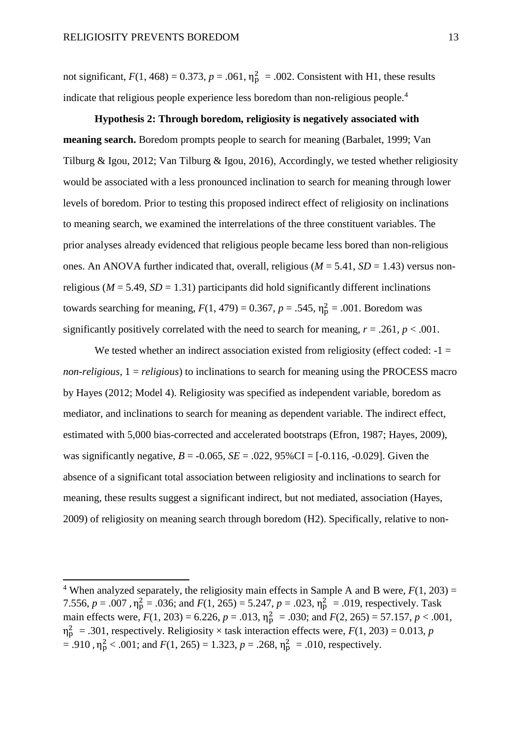not significant, $F(1, 468) = 0.373$, $p = .061$, $\eta_p^2 = .002$. Consistent with H1, these results indicate that religious people experience less boredom than non-religious people.[4]

**Hypothesis 2: Through boredom, religiosity is negatively associated with meaning search.** Boredom prompts people to search for meaning (Barbalet, 1999; Van Tilburg & Igou, 2012; Van Tilburg & Igou, 2016), Accordingly, we tested whether religiosity would be associated with a less pronounced inclination to search for meaning through lower levels of boredom. Prior to testing this proposed indirect effect of religiosity on inclinations to meaning search, we examined the interrelations of the three constituent variables. The prior analyses already evidenced that religious people became less bored than non-religious ones. An ANOVA further indicated that, overall, religious ($M = 5.41$, $SD = 1.43$) versus non-religious ($M = 5.49$, $SD = 1.31$) participants did hold significantly different inclinations towards searching for meaning, $F(1, 479) = 0.367$, $p = .545$, $\eta_p^2 = .001$. Boredom was significantly positively correlated with the need to search for meaning, $r = .261$, $p < .001$.

We tested whether an indirect association existed from religiosity (effect coded: -1 = *non-religious*, 1 = *religious*) to inclinations to search for meaning using the PROCESS macro by Hayes (2012; Model 4). Religiosity was specified as independent variable, boredom as mediator, and inclinations to search for meaning as dependent variable. The indirect effect, estimated with 5,000 bias-corrected and accelerated bootstraps (Efron, 1987; Hayes, 2009), was significantly negative, $B = -0.065$, $SE = .022$, 95%CI = [-0.116, -0.029]. Given the absence of a significant total association between religiosity and inclinations to search for meaning, these results suggest a significant indirect, but not mediated, association (Hayes, 2009) of religiosity on meaning search through boredom (H2). Specifically, relative to non-

---

[4] When analyzed separately, the religiosity main effects in Sample A and B were, $F(1, 203) = 7.556$, $p = .007$, $\eta_p^2 = .036$; and $F(1, 265) = 5.247$, $p = .023$, $\eta_p^2 = .019$, respectively. Task main effects were, $F(1, 203) = 6.226$, $p = .013$, $\eta_p^2 = .030$; and $F(2, 265) = 57.157$, $p < .001$, $\eta_p^2 = .301$, respectively. Religiosity × task interaction effects were, $F(1, 203) = 0.013$, $p = .910$, $\eta_p^2 < .001$; and $F(1, 265) = 1.323$, $p = .268$, $\eta_p^2 = .010$, respectively.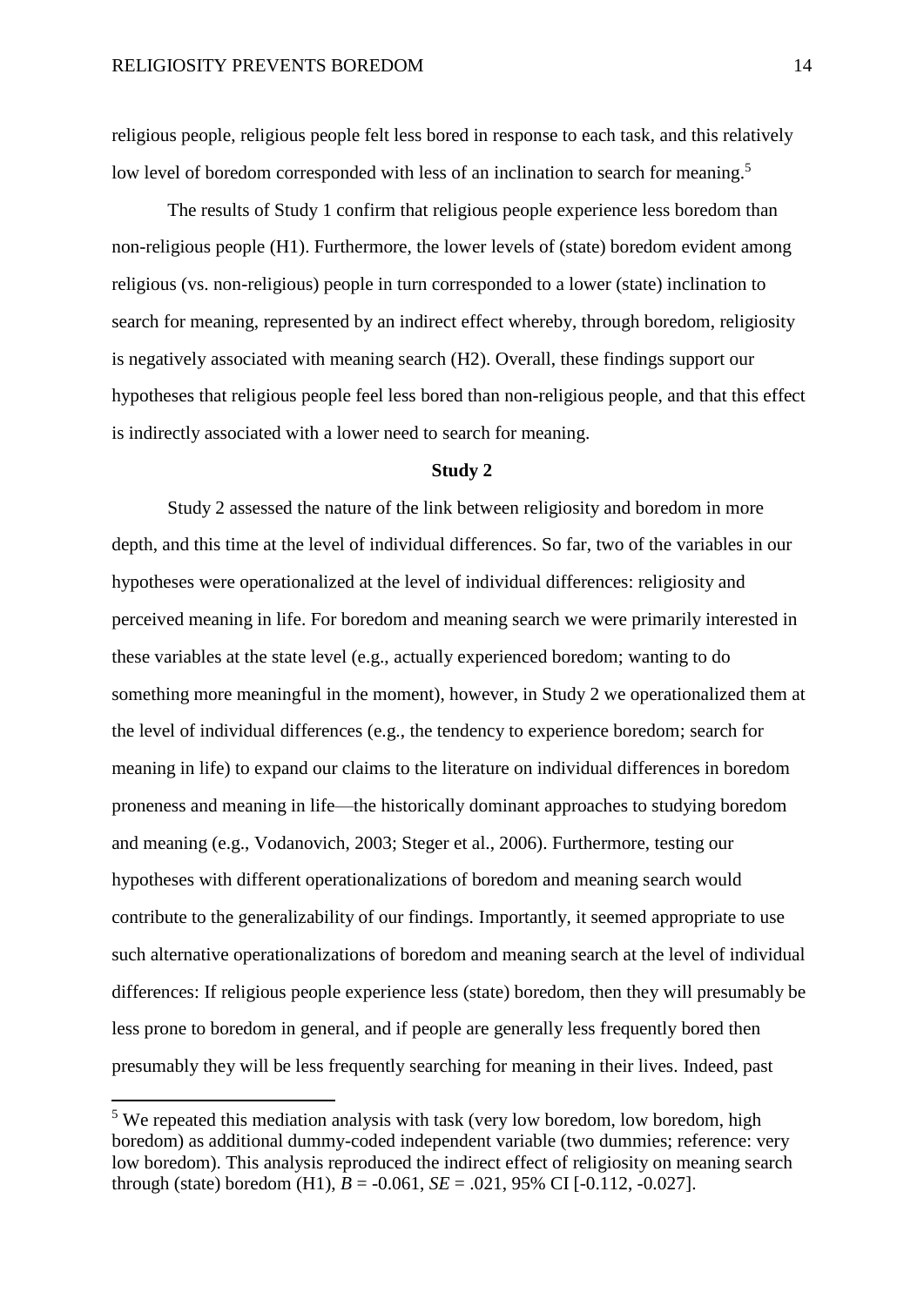religious people, religious people felt less bored in response to each task, and this relatively low level of boredom corresponded with less of an inclination to search for meaning.[5]

The results of Study 1 confirm that religious people experience less boredom than non-religious people (H1). Furthermore, the lower levels of (state) boredom evident among religious (vs. non-religious) people in turn corresponded to a lower (state) inclination to search for meaning, represented by an indirect effect whereby, through boredom, religiosity is negatively associated with meaning search (H2). Overall, these findings support our hypotheses that religious people feel less bored than non-religious people, and that this effect is indirectly associated with a lower need to search for meaning.

## Study 2

Study 2 assessed the nature of the link between religiosity and boredom in more depth, and this time at the level of individual differences. So far, two of the variables in our hypotheses were operationalized at the level of individual differences: religiosity and perceived meaning in life. For boredom and meaning search we were primarily interested in these variables at the state level (e.g., actually experienced boredom; wanting to do something more meaningful in the moment), however, in Study 2 we operationalized them at the level of individual differences (e.g., the tendency to experience boredom; search for meaning in life) to expand our claims to the literature on individual differences in boredom proneness and meaning in life—the historically dominant approaches to studying boredom and meaning (e.g., Vodanovich, 2003; Steger et al., 2006). Furthermore, testing our hypotheses with different operationalizations of boredom and meaning search would contribute to the generalizability of our findings. Importantly, it seemed appropriate to use such alternative operationalizations of boredom and meaning search at the level of individual differences: If religious people experience less (state) boredom, then they will presumably be less prone to boredom in general, and if people are generally less frequently bored then presumably they will be less frequently searching for meaning in their lives. Indeed, past

[5] We repeated this mediation analysis with task (very low boredom, low boredom, high boredom) as additional dummy-coded independent variable (two dummies; reference: very low boredom). This analysis reproduced the indirect effect of religiosity on meaning search through (state) boredom (H1), $B = -0.061$, $SE = .021$, 95% CI [-0.112, -0.027].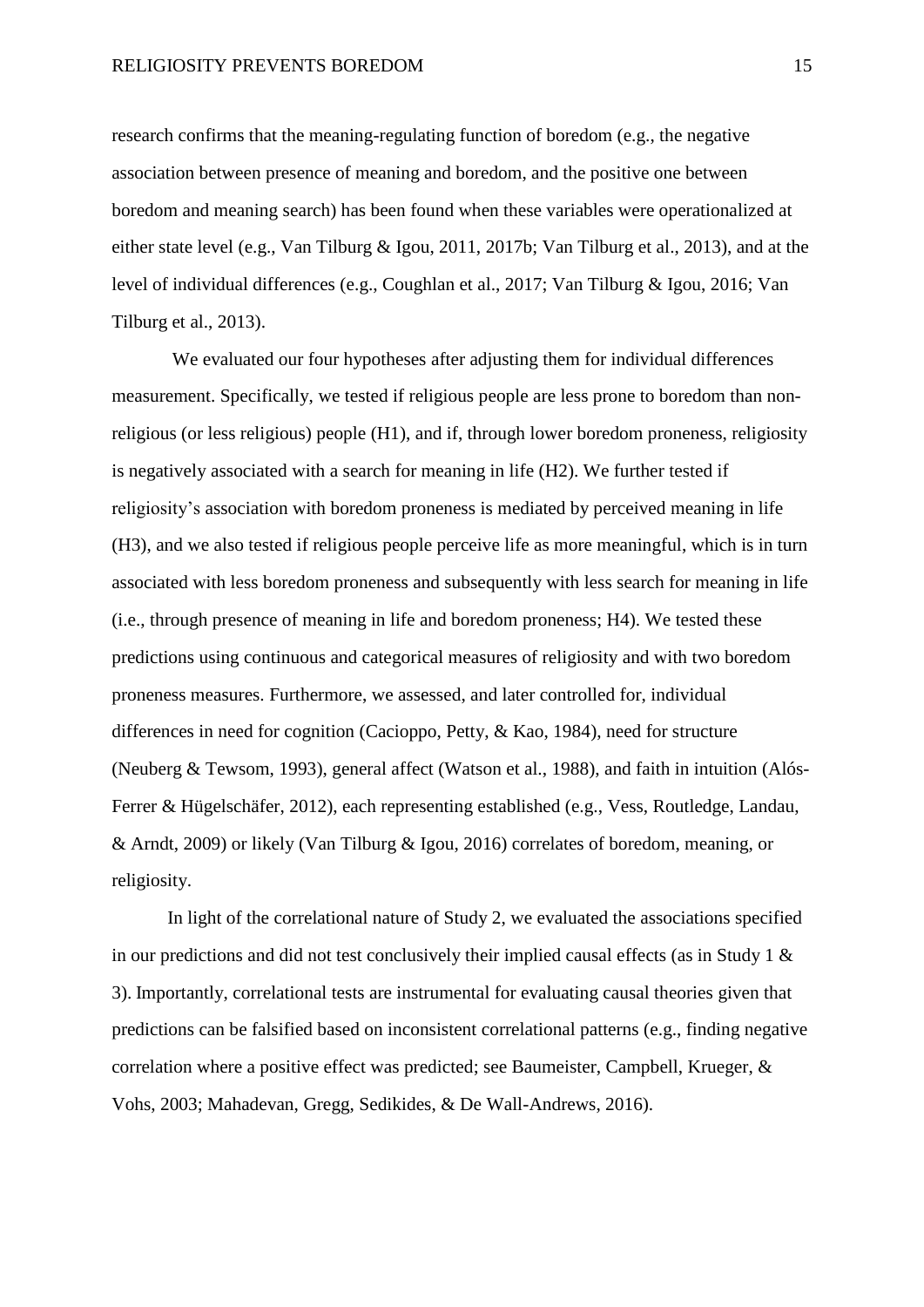research confirms that the meaning-regulating function of boredom (e.g., the negative association between presence of meaning and boredom, and the positive one between boredom and meaning search) has been found when these variables were operationalized at either state level (e.g., Van Tilburg & Igou, 2011, 2017b; Van Tilburg et al., 2013), and at the level of individual differences (e.g., Coughlan et al., 2017; Van Tilburg & Igou, 2016; Van Tilburg et al., 2013).

We evaluated our four hypotheses after adjusting them for individual differences measurement. Specifically, we tested if religious people are less prone to boredom than non-religious (or less religious) people (H1), and if, through lower boredom proneness, religiosity is negatively associated with a search for meaning in life (H2). We further tested if religiosity's association with boredom proneness is mediated by perceived meaning in life (H3), and we also tested if religious people perceive life as more meaningful, which is in turn associated with less boredom proneness and subsequently with less search for meaning in life (i.e., through presence of meaning in life and boredom proneness; H4). We tested these predictions using continuous and categorical measures of religiosity and with two boredom proneness measures. Furthermore, we assessed, and later controlled for, individual differences in need for cognition (Cacioppo, Petty, & Kao, 1984), need for structure (Neuberg & Tewsom, 1993), general affect (Watson et al., 1988), and faith in intuition (Alós-Ferrer & Hügelschäfer, 2012), each representing established (e.g., Vess, Routledge, Landau, & Arndt, 2009) or likely (Van Tilburg & Igou, 2016) correlates of boredom, meaning, or religiosity.

In light of the correlational nature of Study 2, we evaluated the associations specified in our predictions and did not test conclusively their implied causal effects (as in Study 1 & 3). Importantly, correlational tests are instrumental for evaluating causal theories given that predictions can be falsified based on inconsistent correlational patterns (e.g., finding negative correlation where a positive effect was predicted; see Baumeister, Campbell, Krueger, & Vohs, 2003; Mahadevan, Gregg, Sedikides, & De Wall-Andrews, 2016).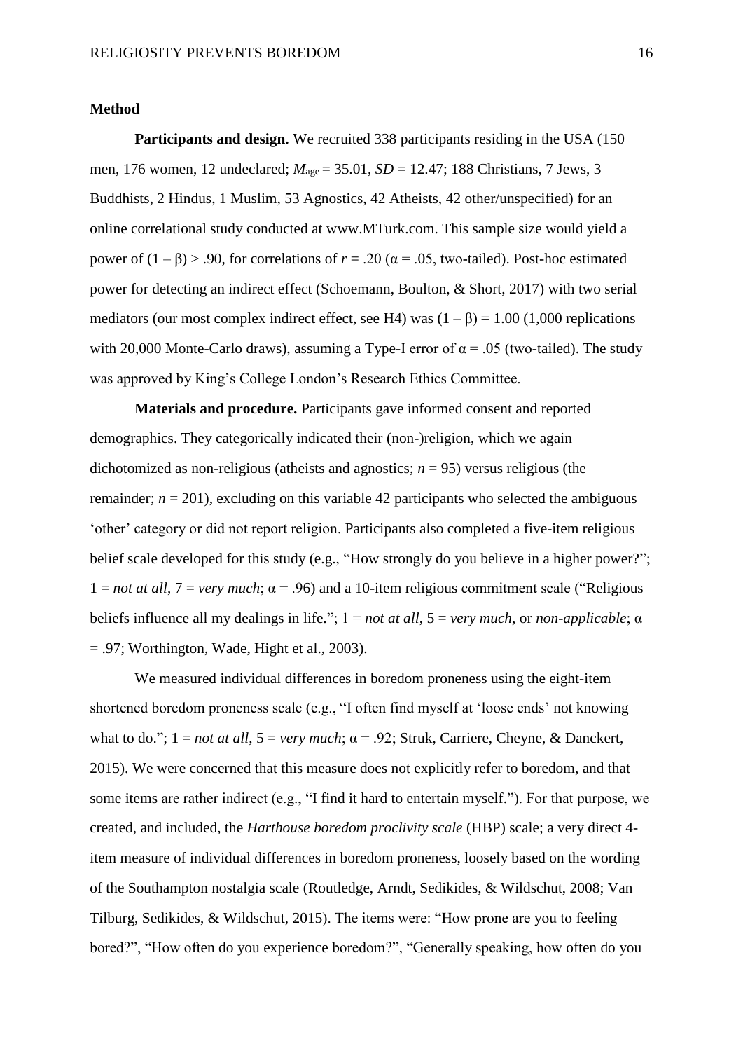**Method**

**Participants and design.** We recruited 338 participants residing in the USA (150 men, 176 women, 12 undeclared; $M_{age}$ = 35.01, *SD* = 12.47; 188 Christians, 7 Jews, 3 Buddhists, 2 Hindus, 1 Muslim, 53 Agnostics, 42 Atheists, 42 other/unspecified) for an online correlational study conducted at www.MTurk.com. This sample size would yield a power of $(1 - \beta) > .90$, for correlations of $r = .20$ ($\alpha = .05$, two-tailed). Post-hoc estimated power for detecting an indirect effect (Schoemann, Boulton, & Short, 2017) with two serial mediators (our most complex indirect effect, see H4) was $(1 - \beta) = 1.00$ (1,000 replications with 20,000 Monte-Carlo draws), assuming a Type-I error of $\alpha = .05$ (two-tailed). The study was approved by King's College London's Research Ethics Committee.

**Materials and procedure.** Participants gave informed consent and reported demographics. They categorically indicated their (non-)religion, which we again dichotomized as non-religious (atheists and agnostics; $n = 95$) versus religious (the remainder; $n = 201$), excluding on this variable 42 participants who selected the ambiguous 'other' category or did not report religion. Participants also completed a five-item religious belief scale developed for this study (e.g., "How strongly do you believe in a higher power?"; 1 = *not at all*, 7 = *very much*; $\alpha = .96$) and a 10-item religious commitment scale ("Religious beliefs influence all my dealings in life."; 1 = *not at all*, 5 = *very much,* or *non-applicable*; $\alpha = .97$; Worthington, Wade, Hight et al., 2003).

We measured individual differences in boredom proneness using the eight-item shortened boredom proneness scale (e.g., "I often find myself at 'loose ends' not knowing what to do."; 1 = *not at all*, 5 = *very much*; $\alpha = .92$; Struk, Carriere, Cheyne, & Danckert, 2015). We were concerned that this measure does not explicitly refer to boredom, and that some items are rather indirect (e.g., "I find it hard to entertain myself."). For that purpose, we created, and included, the *Harthouse boredom proclivity scale* (HBP) scale; a very direct 4-item measure of individual differences in boredom proneness, loosely based on the wording of the Southampton nostalgia scale (Routledge, Arndt, Sedikides, & Wildschut, 2008; Van Tilburg, Sedikides, & Wildschut, 2015). The items were: "How prone are you to feeling bored?", "How often do you experience boredom?", "Generally speaking, how often do you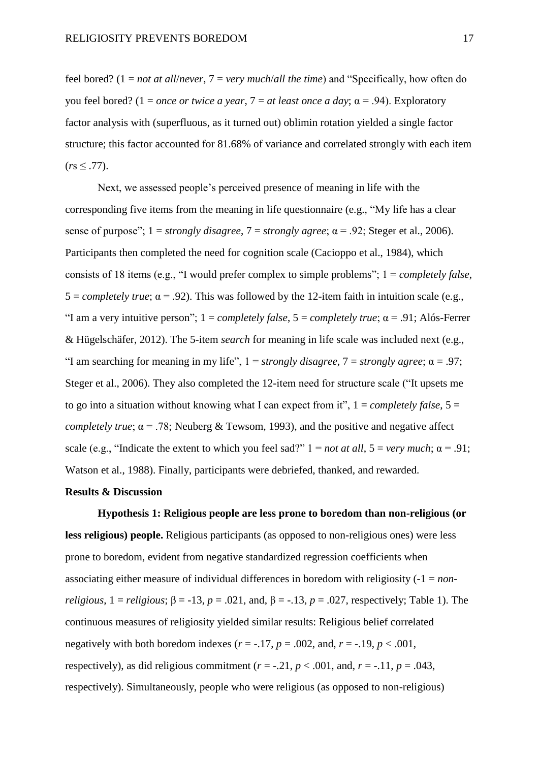feel bored? (1 = *not at all*/*never*, 7 = *very much*/*all the time*) and "Specifically, how often do you feel bored? (1 = *once or twice a year*, 7 = *at least once a day*; $\alpha = .94$). Exploratory factor analysis with (superfluous, as it turned out) oblimin rotation yielded a single factor structure; this factor accounted for 81.68% of variance and correlated strongly with each item ($rs \leq .77$).

Next, we assessed people's perceived presence of meaning in life with the corresponding five items from the meaning in life questionnaire (e.g., "My life has a clear sense of purpose"; 1 = *strongly disagree*, 7 = *strongly agree*; $\alpha = .92$; Steger et al., 2006). Participants then completed the need for cognition scale (Cacioppo et al., 1984), which consists of 18 items (e.g., "I would prefer complex to simple problems"; 1 = *completely false*, 5 = *completely true*; $\alpha = .92$). This was followed by the 12-item faith in intuition scale (e.g., "I am a very intuitive person"; 1 = *completely false*, 5 = *completely true*; $\alpha = .91$; Alós-Ferrer & Hügelschäfer, 2012). The 5-item *search* for meaning in life scale was included next (e.g., "I am searching for meaning in my life", 1 = *strongly disagree*, 7 = *strongly agree*; $\alpha = .97$; Steger et al., 2006). They also completed the 12-item need for structure scale ("It upsets me to go into a situation without knowing what I can expect from it", 1 = *completely false*, 5 = *completely true*; $\alpha = .78$; Neuberg & Tewsom, 1993), and the positive and negative affect scale (e.g., "Indicate the extent to which you feel sad?" 1 = *not at all*, 5 = *very much*; $\alpha = .91$; Watson et al., 1988). Finally, participants were debriefed, thanked, and rewarded.

**Results & Discussion**

**Hypothesis 1: Religious people are less prone to boredom than non-religious (or less religious) people.** Religious participants (as opposed to non-religious ones) were less prone to boredom, evident from negative standardized regression coefficients when associating either measure of individual differences in boredom with religiosity (-1 = *non-religious*, 1 = *religious*; $\beta = -13$, $p = .021$, and, $\beta = -.13$, $p = .027$, respectively; Table 1). The continuous measures of religiosity yielded similar results: Religious belief correlated negatively with both boredom indexes ($r = -.17$, $p = .002$, and, $r = -.19$, $p < .001$, respectively), as did religious commitment ($r = -.21$, $p < .001$, and, $r = -.11$, $p = .043$, respectively). Simultaneously, people who were religious (as opposed to non-religious)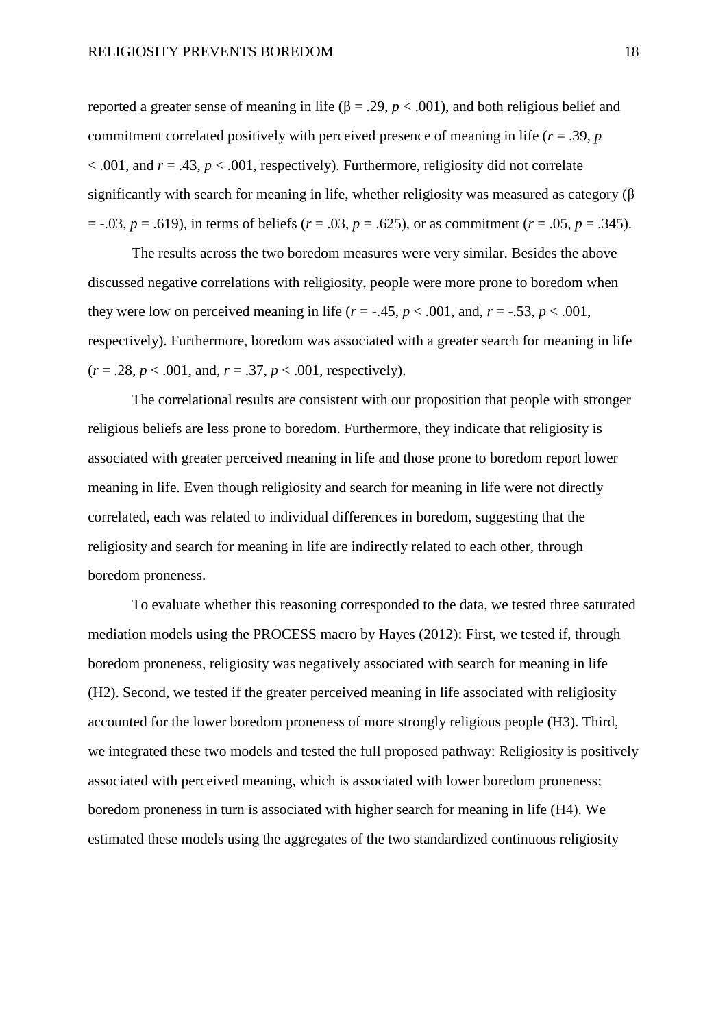reported a greater sense of meaning in life ($\beta = .29$, $p < .001$), and both religious belief and commitment correlated positively with perceived presence of meaning in life ($r = .39$, $p < .001$, and $r = .43$, $p < .001$, respectively). Furthermore, religiosity did not correlate significantly with search for meaning in life, whether religiosity was measured as category ($\beta = -.03$, $p = .619$), in terms of beliefs ($r = .03$, $p = .625$), or as commitment ($r = .05$, $p = .345$).

The results across the two boredom measures were very similar. Besides the above discussed negative correlations with religiosity, people were more prone to boredom when they were low on perceived meaning in life ($r = -.45$, $p < .001$, and, $r = -.53$, $p < .001$, respectively). Furthermore, boredom was associated with a greater search for meaning in life ($r = .28$, $p < .001$, and, $r = .37$, $p < .001$, respectively).

The correlational results are consistent with our proposition that people with stronger religious beliefs are less prone to boredom. Furthermore, they indicate that religiosity is associated with greater perceived meaning in life and those prone to boredom report lower meaning in life. Even though religiosity and search for meaning in life were not directly correlated, each was related to individual differences in boredom, suggesting that the religiosity and search for meaning in life are indirectly related to each other, through boredom proneness.

To evaluate whether this reasoning corresponded to the data, we tested three saturated mediation models using the PROCESS macro by Hayes (2012): First, we tested if, through boredom proneness, religiosity was negatively associated with search for meaning in life (H2). Second, we tested if the greater perceived meaning in life associated with religiosity accounted for the lower boredom proneness of more strongly religious people (H3). Third, we integrated these two models and tested the full proposed pathway: Religiosity is positively associated with perceived meaning, which is associated with lower boredom proneness; boredom proneness in turn is associated with higher search for meaning in life (H4). We estimated these models using the aggregates of the two standardized continuous religiosity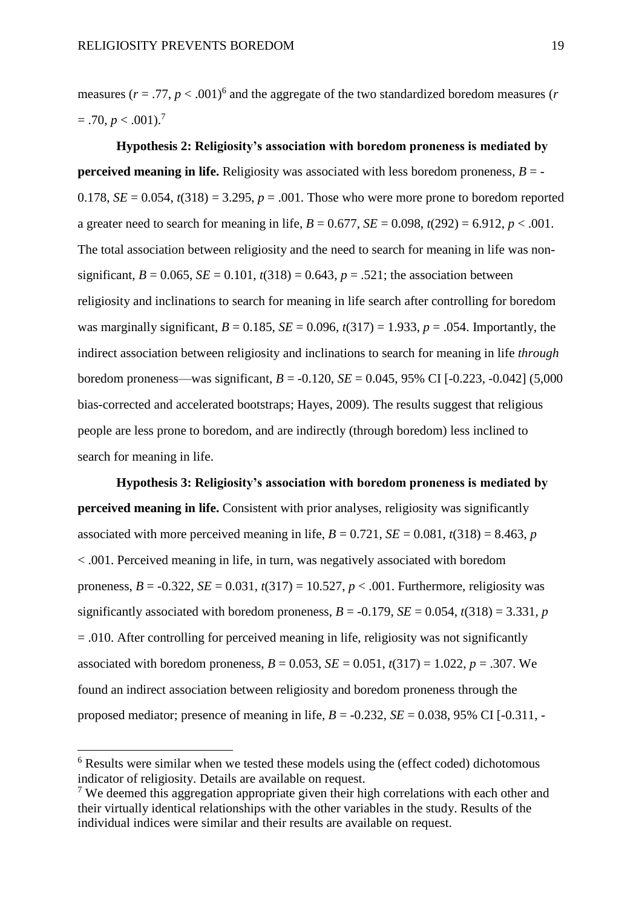measures ($r = .77$, $p < .001$)[6] and the aggregate of the two standardized boredom measures ($r = .70$, $p < .001$).[7]

**Hypothesis 2: Religiosity's association with boredom proneness is mediated by perceived meaning in life.** Religiosity was associated with less boredom proneness, $B = -0.178$, $SE = 0.054$, $t(318) = 3.295$, $p = .001$. Those who were more prone to boredom reported a greater need to search for meaning in life, $B = 0.677$, $SE = 0.098$, $t(292) = 6.912$, $p < .001$. The total association between religiosity and the need to search for meaning in life was non-significant, $B = 0.065$, $SE = 0.101$, $t(318) = 0.643$, $p = .521$; the association between religiosity and inclinations to search for meaning in life search after controlling for boredom was marginally significant, $B = 0.185$, $SE = 0.096$, $t(317) = 1.933$, $p = .054$. Importantly, the indirect association between religiosity and inclinations to search for meaning in life *through* boredom proneness—was significant, $B = -0.120$, $SE = 0.045$, 95% CI [-0.223, -0.042] (5,000 bias-corrected and accelerated bootstraps; Hayes, 2009). The results suggest that religious people are less prone to boredom, and are indirectly (through boredom) less inclined to search for meaning in life.

**Hypothesis 3: Religiosity's association with boredom proneness is mediated by perceived meaning in life.** Consistent with prior analyses, religiosity was significantly associated with more perceived meaning in life, $B = 0.721$, $SE = 0.081$, $t(318) = 8.463$, $p < .001$. Perceived meaning in life, in turn, was negatively associated with boredom proneness, $B = -0.322$, $SE = 0.031$, $t(317) = 10.527$, $p < .001$. Furthermore, religiosity was significantly associated with boredom proneness, $B = -0.179$, $SE = 0.054$, $t(318) = 3.331$, $p = .010$. After controlling for perceived meaning in life, religiosity was not significantly associated with boredom proneness, $B = 0.053$, $SE = 0.051$, $t(317) = 1.022$, $p = .307$. We found an indirect association between religiosity and boredom proneness through the proposed mediator; presence of meaning in life, $B = -0.232$, $SE = 0.038$, 95% CI [-0.311, -

---

[6] Results were similar when we tested these models using the (effect coded) dichotomous indicator of religiosity. Details are available on request.

[7] We deemed this aggregation appropriate given their high correlations with each other and their virtually identical relationships with the other variables in the study. Results of the individual indices were similar and their results are available on request.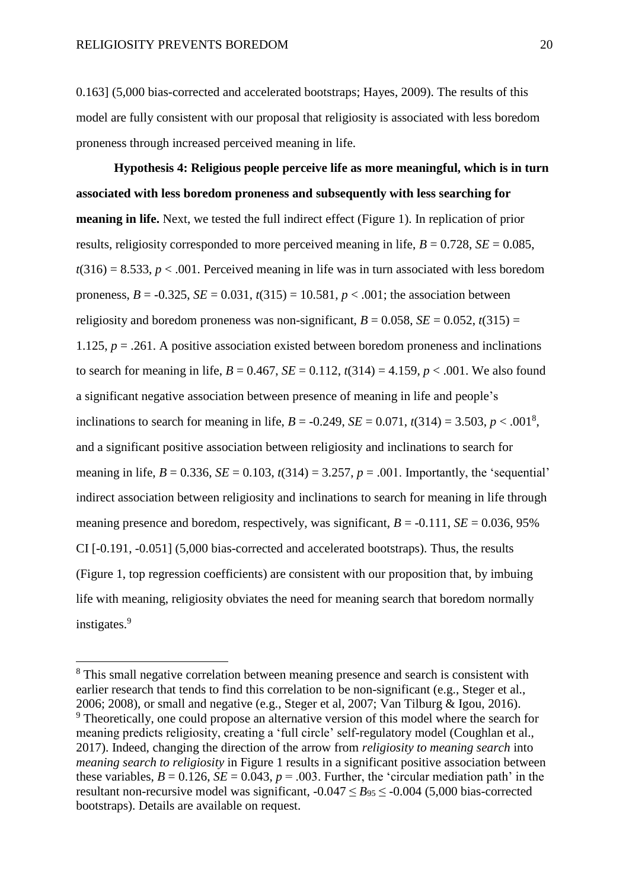0.163] (5,000 bias-corrected and accelerated bootstraps; Hayes, 2009). The results of this model are fully consistent with our proposal that religiosity is associated with less boredom proneness through increased perceived meaning in life.

**Hypothesis 4: Religious people perceive life as more meaningful, which is in turn associated with less boredom proneness and subsequently with less searching for meaning in life.** Next, we tested the full indirect effect (Figure 1). In replication of prior results, religiosity corresponded to more perceived meaning in life, $B = 0.728$, $SE = 0.085$, $t(316) = 8.533$, $p < .001$. Perceived meaning in life was in turn associated with less boredom proneness, $B = -0.325$, $SE = 0.031$, $t(315) = 10.581$, $p < .001$; the association between religiosity and boredom proneness was non-significant, $B = 0.058$, $SE = 0.052$, $t(315) = 1.125$, $p = .261$. A positive association existed between boredom proneness and inclinations to search for meaning in life, $B = 0.467$, $SE = 0.112$, $t(314) = 4.159$, $p < .001$. We also found a significant negative association between presence of meaning in life and people's inclinations to search for meaning in life, $B = -0.249$, $SE = 0.071$, $t(314) = 3.503$, $p < .001$[8], and a significant positive association between religiosity and inclinations to search for meaning in life, $B = 0.336$, $SE = 0.103$, $t(314) = 3.257$, $p = .001$. Importantly, the 'sequential' indirect association between religiosity and inclinations to search for meaning in life through meaning presence and boredom, respectively, was significant, $B = -0.111$, $SE = 0.036$, 95% CI [-0.191, -0.051] (5,000 bias-corrected and accelerated bootstraps). Thus, the results (Figure 1, top regression coefficients) are consistent with our proposition that, by imbuing life with meaning, religiosity obviates the need for meaning search that boredom normally instigates.[9]

---

[8] This small negative correlation between meaning presence and search is consistent with earlier research that tends to find this correlation to be non-significant (e.g., Steger et al., 2006; 2008), or small and negative (e.g., Steger et al, 2007; Van Tilburg & Igou, 2016).

[9] Theoretically, one could propose an alternative version of this model where the search for meaning predicts religiosity, creating a 'full circle' self-regulatory model (Coughlan et al., 2017). Indeed, changing the direction of the arrow from *religiosity to meaning search* into *meaning search to religiosity* in Figure 1 results in a significant positive association between these variables, $B = 0.126$, $SE = 0.043$, $p = .003$. Further, the 'circular mediation path' in the resultant non-recursive model was significant, $-0.047 \leq B_{95} \leq -0.004$ (5,000 bias-corrected bootstraps). Details are available on request.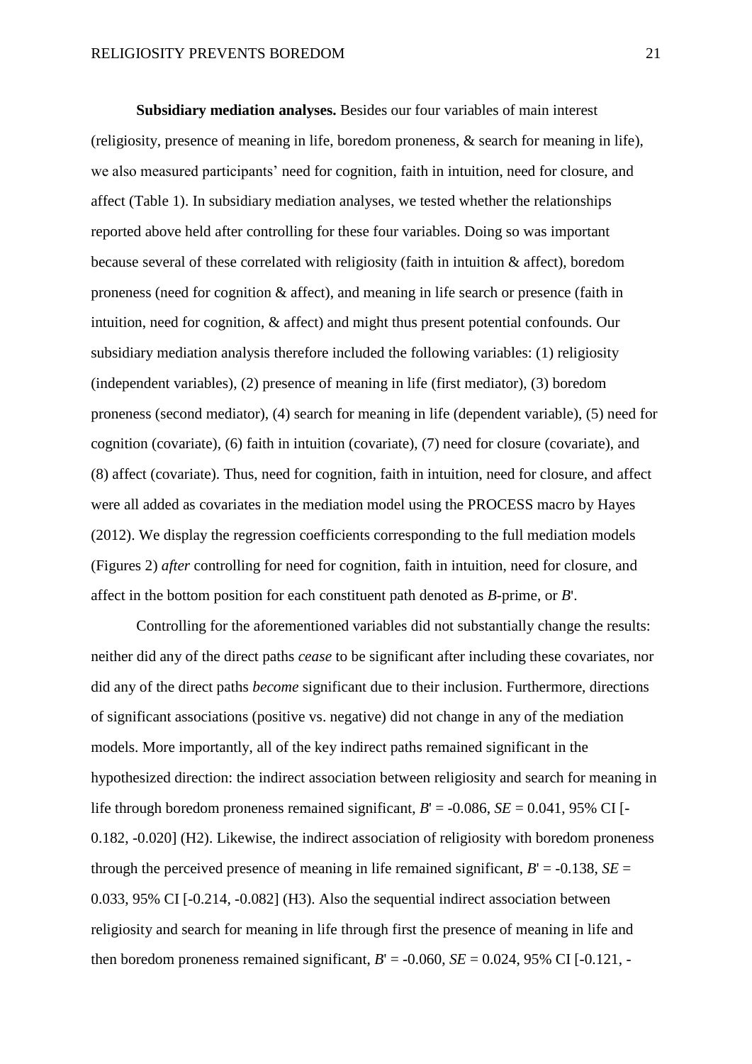**Subsidiary mediation analyses.** Besides our four variables of main interest (religiosity, presence of meaning in life, boredom proneness, & search for meaning in life), we also measured participants' need for cognition, faith in intuition, need for closure, and affect (Table 1). In subsidiary mediation analyses, we tested whether the relationships reported above held after controlling for these four variables. Doing so was important because several of these correlated with religiosity (faith in intuition & affect), boredom proneness (need for cognition & affect), and meaning in life search or presence (faith in intuition, need for cognition, & affect) and might thus present potential confounds. Our subsidiary mediation analysis therefore included the following variables: (1) religiosity (independent variables), (2) presence of meaning in life (first mediator), (3) boredom proneness (second mediator), (4) search for meaning in life (dependent variable), (5) need for cognition (covariate), (6) faith in intuition (covariate), (7) need for closure (covariate), and (8) affect (covariate). Thus, need for cognition, faith in intuition, need for closure, and affect were all added as covariates in the mediation model using the PROCESS macro by Hayes (2012). We display the regression coefficients corresponding to the full mediation models (Figures 2) *after* controlling for need for cognition, faith in intuition, need for closure, and affect in the bottom position for each constituent path denoted as *B*-prime, or *B*'.

Controlling for the aforementioned variables did not substantially change the results: neither did any of the direct paths *cease* to be significant after including these covariates, nor did any of the direct paths *become* significant due to their inclusion. Furthermore, directions of significant associations (positive vs. negative) did not change in any of the mediation models. More importantly, all of the key indirect paths remained significant in the hypothesized direction: the indirect association between religiosity and search for meaning in life through boredom proneness remained significant, $B' = -0.086$, $SE = 0.041$, 95% CI [-0.182, -0.020] (H2). Likewise, the indirect association of religiosity with boredom proneness through the perceived presence of meaning in life remained significant, $B' = -0.138$, $SE = 0.033$, 95% CI [-0.214, -0.082] (H3). Also the sequential indirect association between religiosity and search for meaning in life through first the presence of meaning in life and then boredom proneness remained significant, $B' = -0.060$, $SE = 0.024$, 95% CI [-0.121, -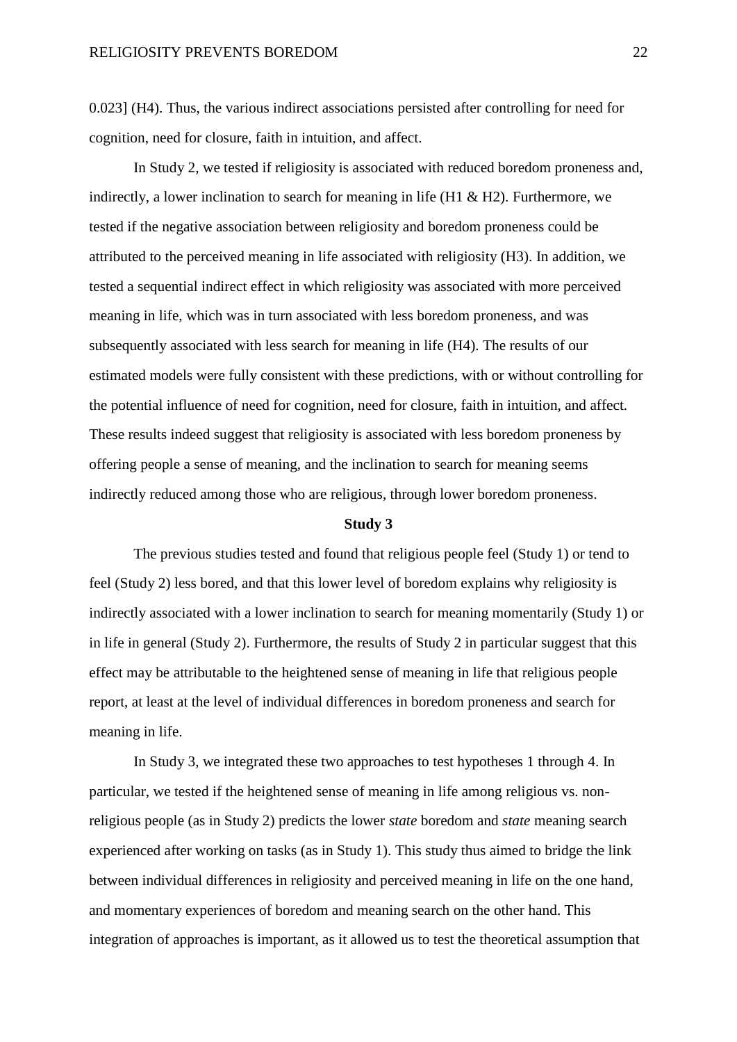0.023] (H4). Thus, the various indirect associations persisted after controlling for need for cognition, need for closure, faith in intuition, and affect.

In Study 2, we tested if religiosity is associated with reduced boredom proneness and, indirectly, a lower inclination to search for meaning in life (H1 & H2). Furthermore, we tested if the negative association between religiosity and boredom proneness could be attributed to the perceived meaning in life associated with religiosity (H3). In addition, we tested a sequential indirect effect in which religiosity was associated with more perceived meaning in life, which was in turn associated with less boredom proneness, and was subsequently associated with less search for meaning in life (H4). The results of our estimated models were fully consistent with these predictions, with or without controlling for the potential influence of need for cognition, need for closure, faith in intuition, and affect. These results indeed suggest that religiosity is associated with less boredom proneness by offering people a sense of meaning, and the inclination to search for meaning seems indirectly reduced among those who are religious, through lower boredom proneness.

## Study 3

The previous studies tested and found that religious people feel (Study 1) or tend to feel (Study 2) less bored, and that this lower level of boredom explains why religiosity is indirectly associated with a lower inclination to search for meaning momentarily (Study 1) or in life in general (Study 2). Furthermore, the results of Study 2 in particular suggest that this effect may be attributable to the heightened sense of meaning in life that religious people report, at least at the level of individual differences in boredom proneness and search for meaning in life.

In Study 3, we integrated these two approaches to test hypotheses 1 through 4. In particular, we tested if the heightened sense of meaning in life among religious vs. non-religious people (as in Study 2) predicts the lower *state* boredom and *state* meaning search experienced after working on tasks (as in Study 1). This study thus aimed to bridge the link between individual differences in religiosity and perceived meaning in life on the one hand, and momentary experiences of boredom and meaning search on the other hand. This integration of approaches is important, as it allowed us to test the theoretical assumption that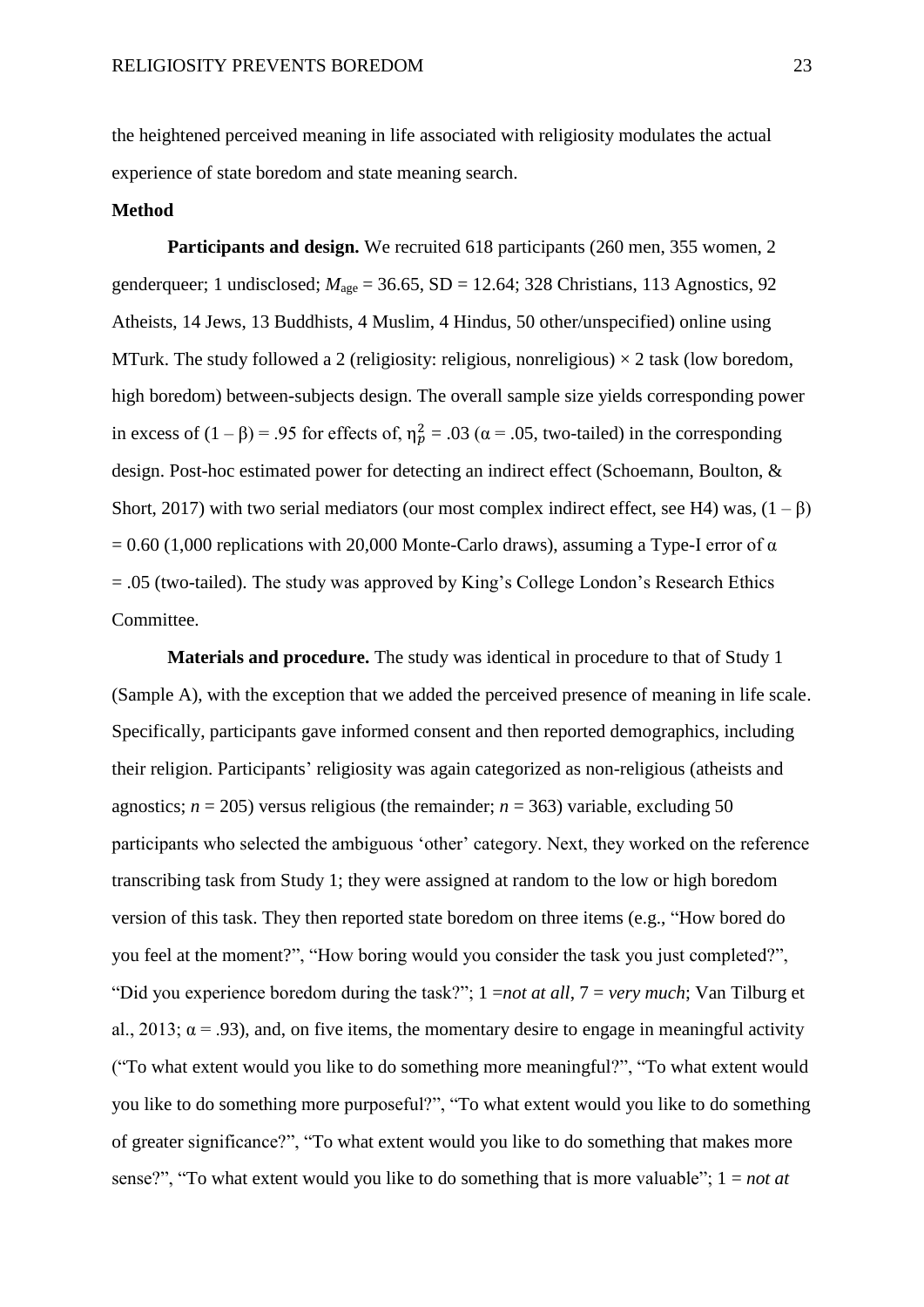the heightened perceived meaning in life associated with religiosity modulates the actual experience of state boredom and state meaning search.

**Method**

**Participants and design.** We recruited 618 participants (260 men, 355 women, 2 genderqueer; 1 undisclosed; $M_{age}$ = 36.65, SD = 12.64; 328 Christians, 113 Agnostics, 92 Atheists, 14 Jews, 13 Buddhists, 4 Muslim, 4 Hindus, 50 other/unspecified) online using MTurk. The study followed a 2 (religiosity: religious, nonreligious) × 2 task (low boredom, high boredom) between-subjects design. The overall sample size yields corresponding power in excess of $(1 - \beta) = .95$ for effects of, $\eta_p^2 = .03$ ($\alpha = .05$, two-tailed) in the corresponding design. Post-hoc estimated power for detecting an indirect effect (Schoemann, Boulton, & Short, 2017) with two serial mediators (our most complex indirect effect, see H4) was, $(1 - \beta) = 0.60$ (1,000 replications with 20,000 Monte-Carlo draws), assuming a Type-I error of $\alpha = .05$ (two-tailed). The study was approved by King's College London's Research Ethics Committee.

**Materials and procedure.** The study was identical in procedure to that of Study 1 (Sample A), with the exception that we added the perceived presence of meaning in life scale. Specifically, participants gave informed consent and then reported demographics, including their religion. Participants' religiosity was again categorized as non-religious (atheists and agnostics; $n = 205$) versus religious (the remainder; $n = 363$) variable, excluding 50 participants who selected the ambiguous 'other' category. Next, they worked on the reference transcribing task from Study 1; they were assigned at random to the low or high boredom version of this task. They then reported state boredom on three items (e.g., "How bored do you feel at the moment?", "How boring would you consider the task you just completed?", "Did you experience boredom during the task?"; 1 =*not at all*, 7 = *very much*; Van Tilburg et al., 2013; $\alpha = .93$), and, on five items, the momentary desire to engage in meaningful activity ("To what extent would you like to do something more meaningful?", "To what extent would you like to do something more purposeful?", "To what extent would you like to do something of greater significance?", "To what extent would you like to do something that makes more sense?", "To what extent would you like to do something that is more valuable"; 1 = *not at*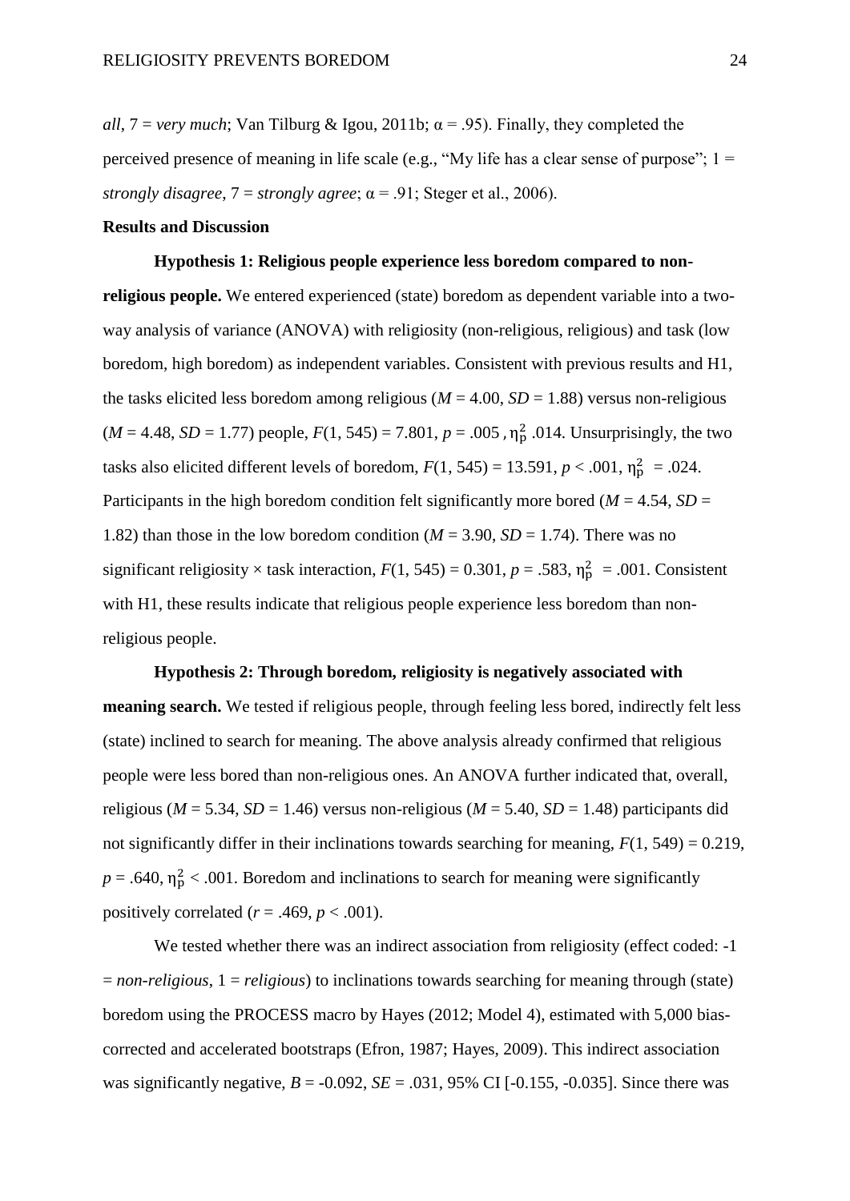*all*, 7 = *very much*; Van Tilburg & Igou, 2011b; $\alpha = .95$). Finally, they completed the perceived presence of meaning in life scale (e.g., "My life has a clear sense of purpose"; 1 = *strongly disagree*, 7 = *strongly agree*; $\alpha = .91$; Steger et al., 2006).

**Results and Discussion**

**Hypothesis 1: Religious people experience less boredom compared to non-religious people.** We entered experienced (state) boredom as dependent variable into a two-way analysis of variance (ANOVA) with religiosity (non-religious, religious) and task (low boredom, high boredom) as independent variables. Consistent with previous results and H1, the tasks elicited less boredom among religious ($M = 4.00$, $SD = 1.88$) versus non-religious ($M = 4.48$, $SD = 1.77$) people, $F(1, 545) = 7.801$, $p = .005$, $\eta_p^2$ .014. Unsurprisingly, the two tasks also elicited different levels of boredom, $F(1, 545) = 13.591$, $p < .001$, $\eta_p^2 = .024$. Participants in the high boredom condition felt significantly more bored ($M = 4.54$, $SD = 1.82$) than those in the low boredom condition ($M = 3.90$, $SD = 1.74$). There was no significant religiosity × task interaction, $F(1, 545) = 0.301$, $p = .583$, $\eta_p^2 = .001$. Consistent with H1, these results indicate that religious people experience less boredom than non-religious people.

**Hypothesis 2: Through boredom, religiosity is negatively associated with meaning search.** We tested if religious people, through feeling less bored, indirectly felt less (state) inclined to search for meaning. The above analysis already confirmed that religious people were less bored than non-religious ones. An ANOVA further indicated that, overall, religious ($M = 5.34$, $SD = 1.46$) versus non-religious ($M = 5.40$, $SD = 1.48$) participants did not significantly differ in their inclinations towards searching for meaning, $F(1, 549) = 0.219$, $p = .640$, $\eta_p^2 < .001$. Boredom and inclinations to search for meaning were significantly positively correlated ($r = .469$, $p < .001$).

We tested whether there was an indirect association from religiosity (effect coded: -1 = *non-religious*, 1 = *religious*) to inclinations towards searching for meaning through (state) boredom using the PROCESS macro by Hayes (2012; Model 4), estimated with 5,000 bias-corrected and accelerated bootstraps (Efron, 1987; Hayes, 2009). This indirect association was significantly negative, $B = -0.092$, $SE = .031$, 95% CI [-0.155, -0.035]. Since there was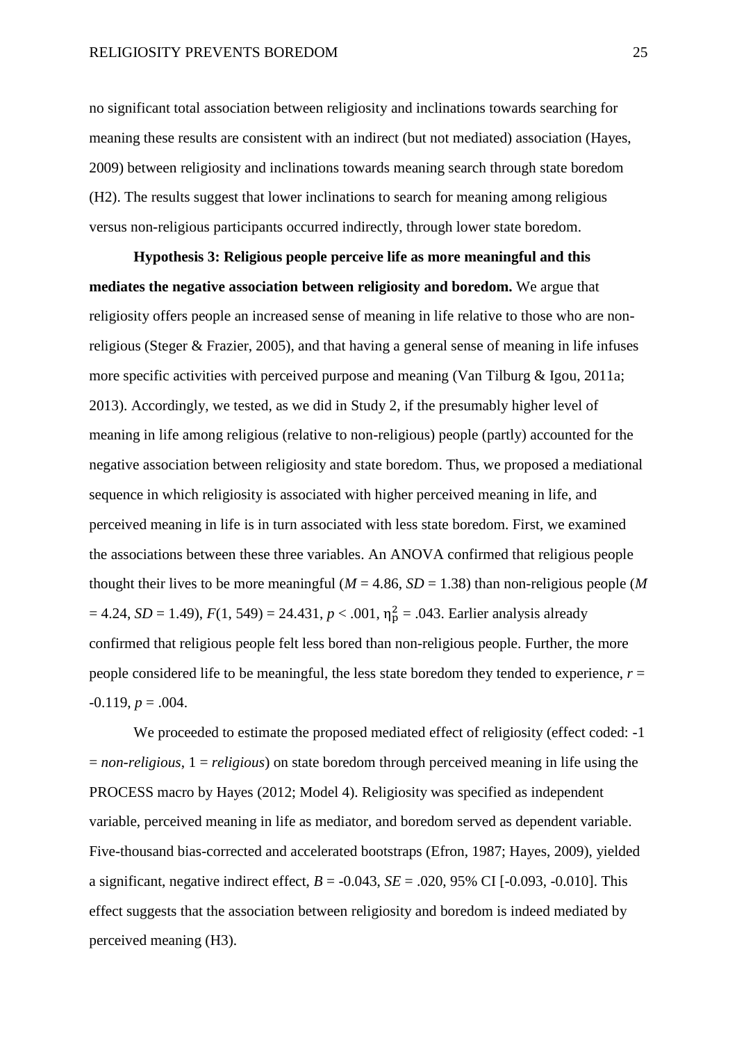no significant total association between religiosity and inclinations towards searching for meaning these results are consistent with an indirect (but not mediated) association (Hayes, 2009) between religiosity and inclinations towards meaning search through state boredom (H2). The results suggest that lower inclinations to search for meaning among religious versus non-religious participants occurred indirectly, through lower state boredom.

**Hypothesis 3: Religious people perceive life as more meaningful and this mediates the negative association between religiosity and boredom.** We argue that religiosity offers people an increased sense of meaning in life relative to those who are non-religious (Steger & Frazier, 2005), and that having a general sense of meaning in life infuses more specific activities with perceived purpose and meaning (Van Tilburg & Igou, 2011a; 2013). Accordingly, we tested, as we did in Study 2, if the presumably higher level of meaning in life among religious (relative to non-religious) people (partly) accounted for the negative association between religiosity and state boredom. Thus, we proposed a mediational sequence in which religiosity is associated with higher perceived meaning in life, and perceived meaning in life is in turn associated with less state boredom. First, we examined the associations between these three variables. An ANOVA confirmed that religious people thought their lives to be more meaningful ($M$ = 4.86, $SD$ = 1.38) than non-religious people ($M$ = 4.24, $SD$ = 1.49), $F(1, 549) = 24.431$, $p < .001$, $\eta_p^2 = .043$. Earlier analysis already confirmed that religious people felt less bored than non-religious people. Further, the more people considered life to be meaningful, the less state boredom they tended to experience, $r$ = -0.119, $p$ = .004.

We proceeded to estimate the proposed mediated effect of religiosity (effect coded: -1 = *non-religious*, 1 = *religious*) on state boredom through perceived meaning in life using the PROCESS macro by Hayes (2012; Model 4). Religiosity was specified as independent variable, perceived meaning in life as mediator, and boredom served as dependent variable. Five-thousand bias-corrected and accelerated bootstraps (Efron, 1987; Hayes, 2009), yielded a significant, negative indirect effect, $B$ = -0.043, $SE$ = .020, 95% CI [-0.093, -0.010]. This effect suggests that the association between religiosity and boredom is indeed mediated by perceived meaning (H3).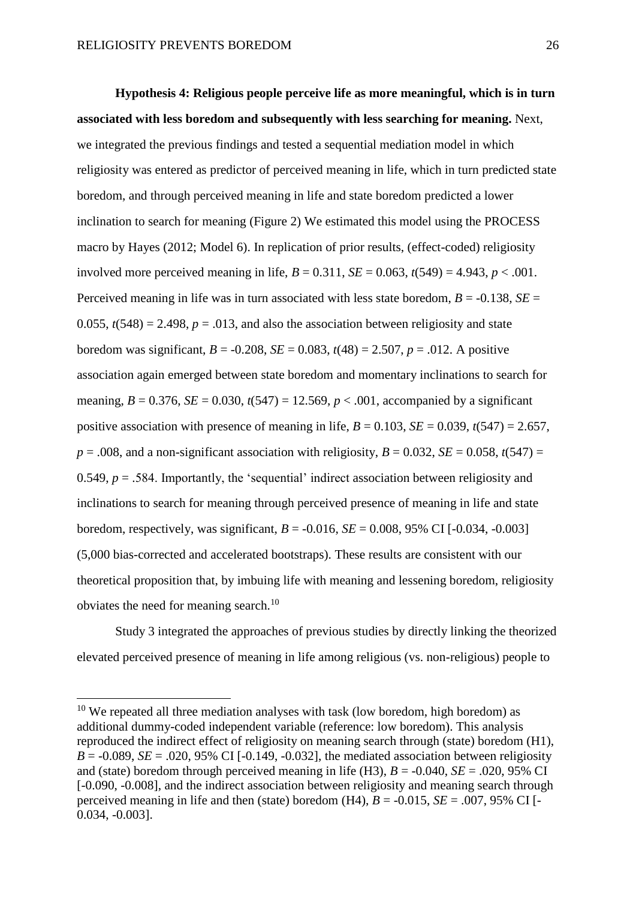**Hypothesis 4: Religious people perceive life as more meaningful, which is in turn associated with less boredom and subsequently with less searching for meaning.** Next, we integrated the previous findings and tested a sequential mediation model in which religiosity was entered as predictor of perceived meaning in life, which in turn predicted state boredom, and through perceived meaning in life and state boredom predicted a lower inclination to search for meaning (Figure 2) We estimated this model using the PROCESS macro by Hayes (2012; Model 6). In replication of prior results, (effect-coded) religiosity involved more perceived meaning in life, $B = 0.311$, $SE = 0.063$, $t(549) = 4.943$, $p < .001$. Perceived meaning in life was in turn associated with less state boredom, $B = -0.138$, $SE = 0.055$, $t(548) = 2.498$, $p = .013$, and also the association between religiosity and state boredom was significant, $B = -0.208$, $SE = 0.083$, $t(48) = 2.507$, $p = .012$. A positive association again emerged between state boredom and momentary inclinations to search for meaning, $B = 0.376$, $SE = 0.030$, $t(547) = 12.569$, $p < .001$, accompanied by a significant positive association with presence of meaning in life, $B = 0.103$, $SE = 0.039$, $t(547) = 2.657$, $p = .008$, and a non-significant association with religiosity, $B = 0.032$, $SE = 0.058$, $t(547) = 0.549$, $p = .584$. Importantly, the 'sequential' indirect association between religiosity and inclinations to search for meaning through perceived presence of meaning in life and state boredom, respectively, was significant, $B = -0.016$, $SE = 0.008$, 95% CI [-0.034, -0.003] (5,000 bias-corrected and accelerated bootstraps). These results are consistent with our theoretical proposition that, by imbuing life with meaning and lessening boredom, religiosity obviates the need for meaning search.[10]

Study 3 integrated the approaches of previous studies by directly linking the theorized elevated perceived presence of meaning in life among religious (vs. non-religious) people to

[10] We repeated all three mediation analyses with task (low boredom, high boredom) as additional dummy-coded independent variable (reference: low boredom). This analysis reproduced the indirect effect of religiosity on meaning search through (state) boredom (H1), $B = -0.089$, $SE = .020$, 95% CI [-0.149, -0.032], the mediated association between religiosity and (state) boredom through perceived meaning in life (H3), $B = -0.040$, $SE = .020$, 95% CI [-0.090, -0.008], and the indirect association between religiosity and meaning search through perceived meaning in life and then (state) boredom (H4), $B = -0.015$, $SE = .007$, 95% CI [-0.034, -0.003].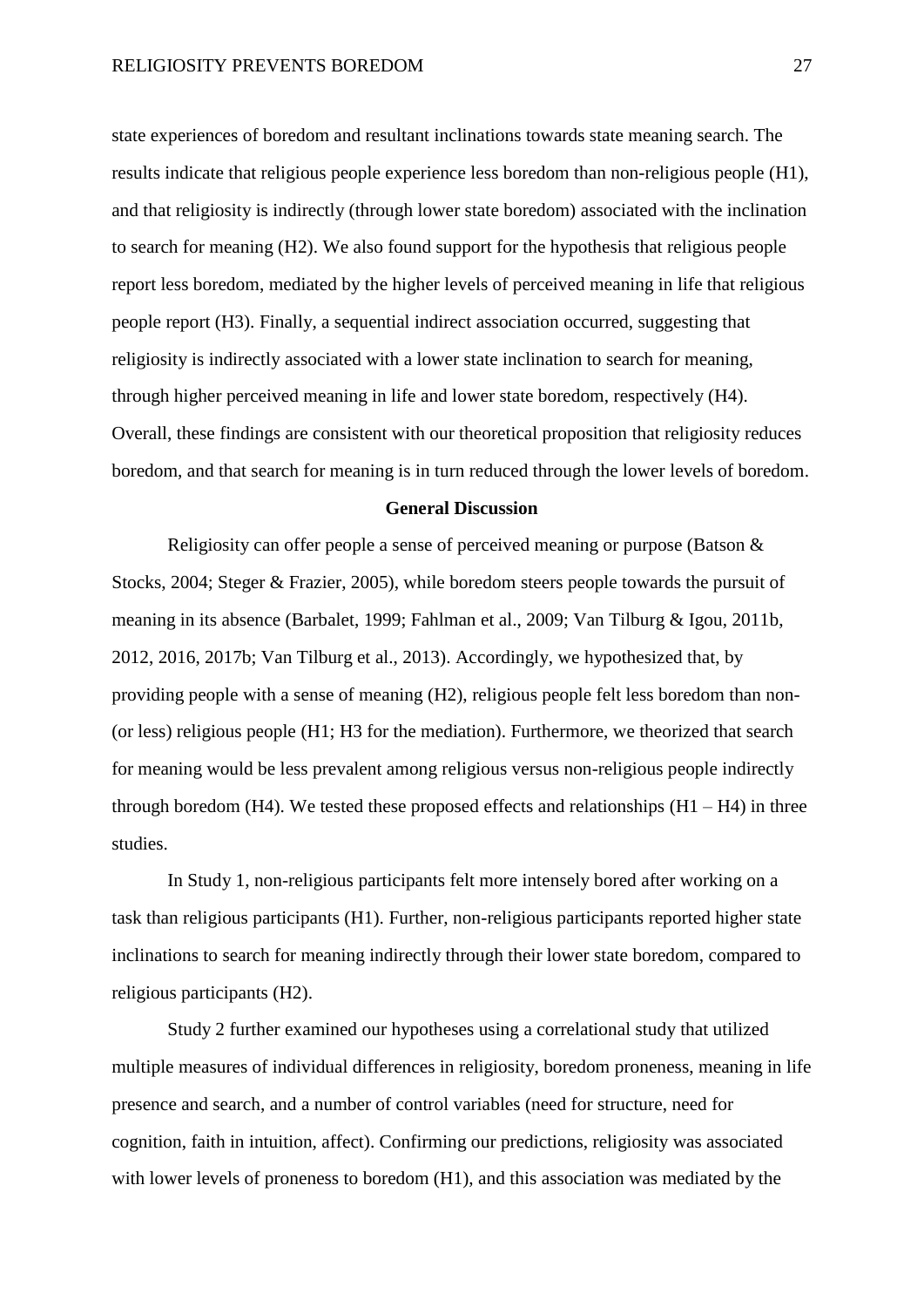state experiences of boredom and resultant inclinations towards state meaning search. The results indicate that religious people experience less boredom than non-religious people (H1), and that religiosity is indirectly (through lower state boredom) associated with the inclination to search for meaning (H2). We also found support for the hypothesis that religious people report less boredom, mediated by the higher levels of perceived meaning in life that religious people report (H3). Finally, a sequential indirect association occurred, suggesting that religiosity is indirectly associated with a lower state inclination to search for meaning, through higher perceived meaning in life and lower state boredom, respectively (H4). Overall, these findings are consistent with our theoretical proposition that religiosity reduces boredom, and that search for meaning is in turn reduced through the lower levels of boredom.

## General Discussion

Religiosity can offer people a sense of perceived meaning or purpose (Batson & Stocks, 2004; Steger & Frazier, 2005), while boredom steers people towards the pursuit of meaning in its absence (Barbalet, 1999; Fahlman et al., 2009; Van Tilburg & Igou, 2011b, 2012, 2016, 2017b; Van Tilburg et al., 2013). Accordingly, we hypothesized that, by providing people with a sense of meaning (H2), religious people felt less boredom than non- (or less) religious people (H1; H3 for the mediation). Furthermore, we theorized that search for meaning would be less prevalent among religious versus non-religious people indirectly through boredom (H4). We tested these proposed effects and relationships (H1 – H4) in three studies.

In Study 1, non-religious participants felt more intensely bored after working on a task than religious participants (H1). Further, non-religious participants reported higher state inclinations to search for meaning indirectly through their lower state boredom, compared to religious participants (H2).

Study 2 further examined our hypotheses using a correlational study that utilized multiple measures of individual differences in religiosity, boredom proneness, meaning in life presence and search, and a number of control variables (need for structure, need for cognition, faith in intuition, affect). Confirming our predictions, religiosity was associated with lower levels of proneness to boredom (H1), and this association was mediated by the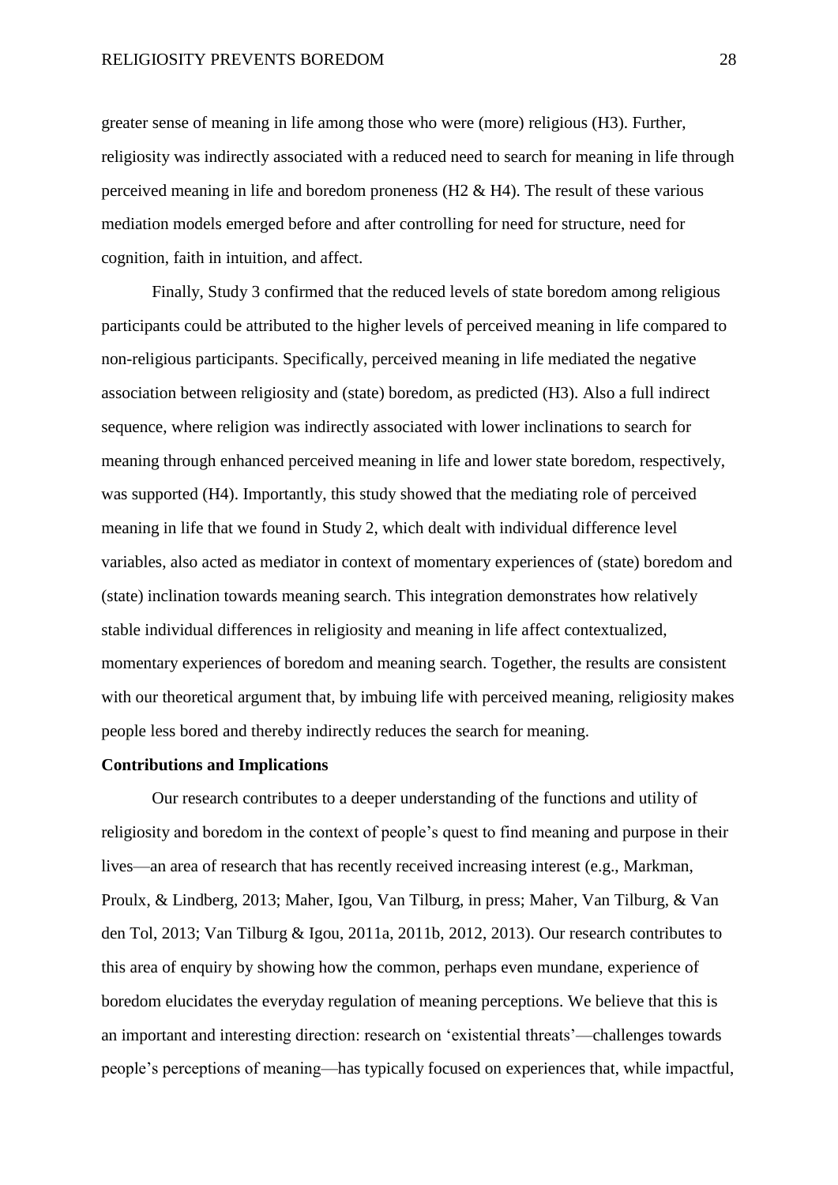greater sense of meaning in life among those who were (more) religious (H3). Further, religiosity was indirectly associated with a reduced need to search for meaning in life through perceived meaning in life and boredom proneness (H2 & H4). The result of these various mediation models emerged before and after controlling for need for structure, need for cognition, faith in intuition, and affect.

Finally, Study 3 confirmed that the reduced levels of state boredom among religious participants could be attributed to the higher levels of perceived meaning in life compared to non-religious participants. Specifically, perceived meaning in life mediated the negative association between religiosity and (state) boredom, as predicted (H3). Also a full indirect sequence, where religion was indirectly associated with lower inclinations to search for meaning through enhanced perceived meaning in life and lower state boredom, respectively, was supported (H4). Importantly, this study showed that the mediating role of perceived meaning in life that we found in Study 2, which dealt with individual difference level variables, also acted as mediator in context of momentary experiences of (state) boredom and (state) inclination towards meaning search. This integration demonstrates how relatively stable individual differences in religiosity and meaning in life affect contextualized, momentary experiences of boredom and meaning search. Together, the results are consistent with our theoretical argument that, by imbuing life with perceived meaning, religiosity makes people less bored and thereby indirectly reduces the search for meaning.

**Contributions and Implications**

Our research contributes to a deeper understanding of the functions and utility of religiosity and boredom in the context of people's quest to find meaning and purpose in their lives—an area of research that has recently received increasing interest (e.g., Markman, Proulx, & Lindberg, 2013; Maher, Igou, Van Tilburg, in press; Maher, Van Tilburg, & Van den Tol, 2013; Van Tilburg & Igou, 2011a, 2011b, 2012, 2013). Our research contributes to this area of enquiry by showing how the common, perhaps even mundane, experience of boredom elucidates the everyday regulation of meaning perceptions. We believe that this is an important and interesting direction: research on 'existential threats'—challenges towards people's perceptions of meaning—has typically focused on experiences that, while impactful,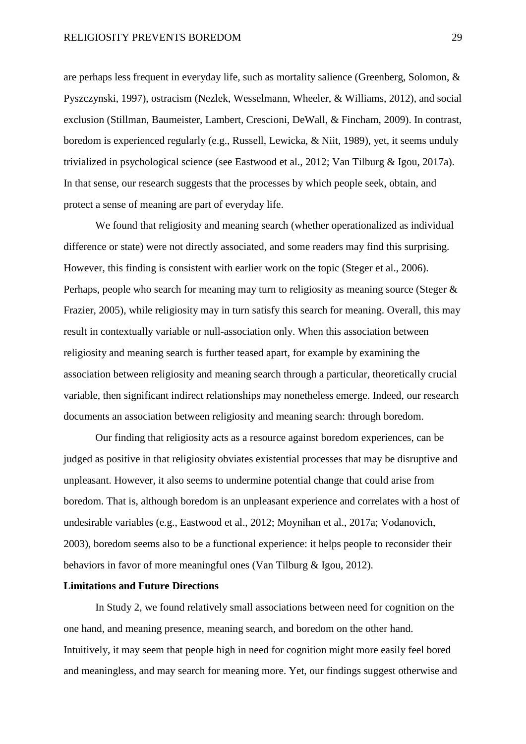are perhaps less frequent in everyday life, such as mortality salience (Greenberg, Solomon, & Pyszczynski, 1997), ostracism (Nezlek, Wesselmann, Wheeler, & Williams, 2012), and social exclusion (Stillman, Baumeister, Lambert, Crescioni, DeWall, & Fincham, 2009). In contrast, boredom is experienced regularly (e.g., Russell, Lewicka, & Niit, 1989), yet, it seems unduly trivialized in psychological science (see Eastwood et al., 2012; Van Tilburg & Igou, 2017a). In that sense, our research suggests that the processes by which people seek, obtain, and protect a sense of meaning are part of everyday life.

We found that religiosity and meaning search (whether operationalized as individual difference or state) were not directly associated, and some readers may find this surprising. However, this finding is consistent with earlier work on the topic (Steger et al., 2006). Perhaps, people who search for meaning may turn to religiosity as meaning source (Steger & Frazier, 2005), while religiosity may in turn satisfy this search for meaning. Overall, this may result in contextually variable or null-association only. When this association between religiosity and meaning search is further teased apart, for example by examining the association between religiosity and meaning search through a particular, theoretically crucial variable, then significant indirect relationships may nonetheless emerge. Indeed, our research documents an association between religiosity and meaning search: through boredom.

Our finding that religiosity acts as a resource against boredom experiences, can be judged as positive in that religiosity obviates existential processes that may be disruptive and unpleasant. However, it also seems to undermine potential change that could arise from boredom. That is, although boredom is an unpleasant experience and correlates with a host of undesirable variables (e.g., Eastwood et al., 2012; Moynihan et al., 2017a; Vodanovich, 2003), boredom seems also to be a functional experience: it helps people to reconsider their behaviors in favor of more meaningful ones (Van Tilburg & Igou, 2012).

**Limitations and Future Directions**

In Study 2, we found relatively small associations between need for cognition on the one hand, and meaning presence, meaning search, and boredom on the other hand. Intuitively, it may seem that people high in need for cognition might more easily feel bored and meaningless, and may search for meaning more. Yet, our findings suggest otherwise and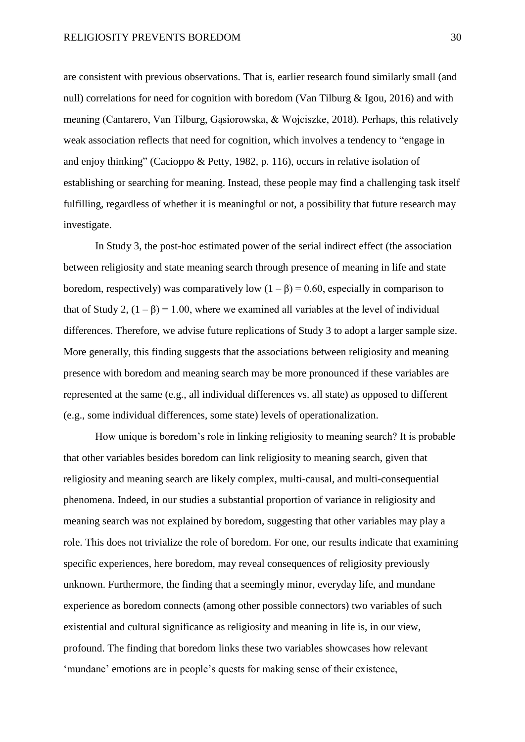are consistent with previous observations. That is, earlier research found similarly small (and null) correlations for need for cognition with boredom (Van Tilburg & Igou, 2016) and with meaning (Cantarero, Van Tilburg, Gąsiorowska, & Wojciszke, 2018). Perhaps, this relatively weak association reflects that need for cognition, which involves a tendency to "engage in and enjoy thinking" (Cacioppo & Petty, 1982, p. 116), occurs in relative isolation of establishing or searching for meaning. Instead, these people may find a challenging task itself fulfilling, regardless of whether it is meaningful or not, a possibility that future research may investigate.

In Study 3, the post-hoc estimated power of the serial indirect effect (the association between religiosity and state meaning search through presence of meaning in life and state boredom, respectively) was comparatively low $(1 - \beta) = 0.60$, especially in comparison to that of Study 2, $(1 - \beta) = 1.00$, where we examined all variables at the level of individual differences. Therefore, we advise future replications of Study 3 to adopt a larger sample size. More generally, this finding suggests that the associations between religiosity and meaning presence with boredom and meaning search may be more pronounced if these variables are represented at the same (e.g., all individual differences vs. all state) as opposed to different (e.g., some individual differences, some state) levels of operationalization.

How unique is boredom's role in linking religiosity to meaning search? It is probable that other variables besides boredom can link religiosity to meaning search, given that religiosity and meaning search are likely complex, multi-causal, and multi-consequential phenomena. Indeed, in our studies a substantial proportion of variance in religiosity and meaning search was not explained by boredom, suggesting that other variables may play a role. This does not trivialize the role of boredom. For one, our results indicate that examining specific experiences, here boredom, may reveal consequences of religiosity previously unknown. Furthermore, the finding that a seemingly minor, everyday life, and mundane experience as boredom connects (among other possible connectors) two variables of such existential and cultural significance as religiosity and meaning in life is, in our view, profound. The finding that boredom links these two variables showcases how relevant 'mundane' emotions are in people's quests for making sense of their existence,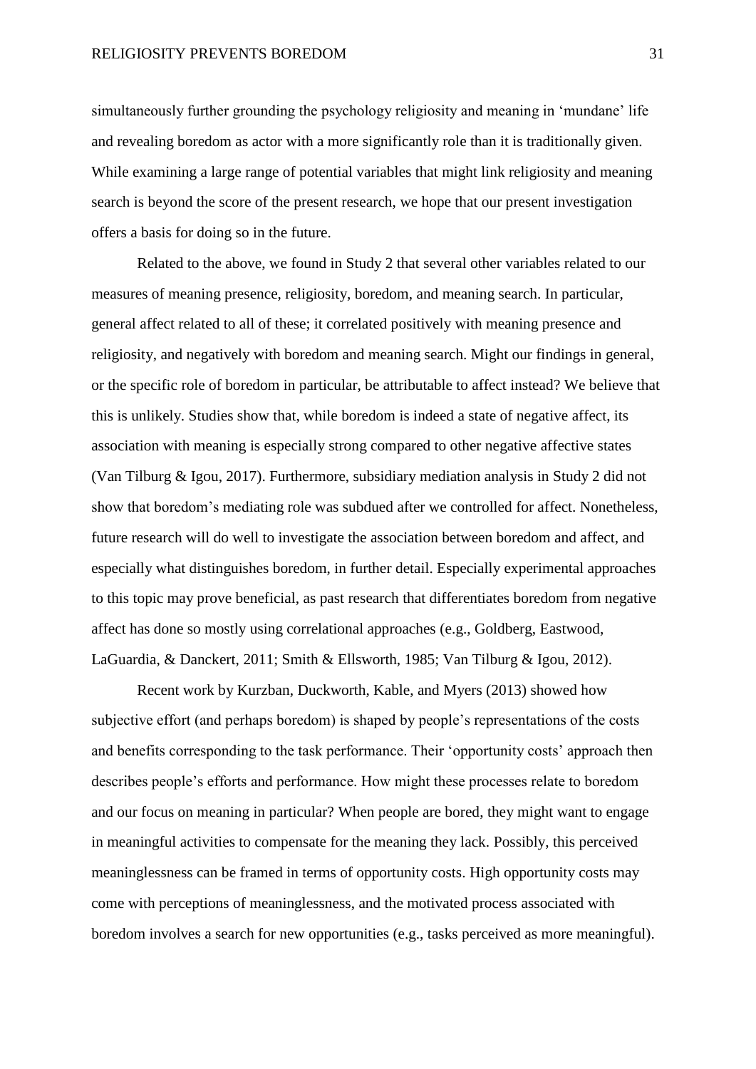simultaneously further grounding the psychology religiosity and meaning in 'mundane' life and revealing boredom as actor with a more significantly role than it is traditionally given. While examining a large range of potential variables that might link religiosity and meaning search is beyond the score of the present research, we hope that our present investigation offers a basis for doing so in the future.

Related to the above, we found in Study 2 that several other variables related to our measures of meaning presence, religiosity, boredom, and meaning search. In particular, general affect related to all of these; it correlated positively with meaning presence and religiosity, and negatively with boredom and meaning search. Might our findings in general, or the specific role of boredom in particular, be attributable to affect instead? We believe that this is unlikely. Studies show that, while boredom is indeed a state of negative affect, its association with meaning is especially strong compared to other negative affective states (Van Tilburg & Igou, 2017). Furthermore, subsidiary mediation analysis in Study 2 did not show that boredom's mediating role was subdued after we controlled for affect. Nonetheless, future research will do well to investigate the association between boredom and affect, and especially what distinguishes boredom, in further detail. Especially experimental approaches to this topic may prove beneficial, as past research that differentiates boredom from negative affect has done so mostly using correlational approaches (e.g., Goldberg, Eastwood, LaGuardia, & Danckert, 2011; Smith & Ellsworth, 1985; Van Tilburg & Igou, 2012).

Recent work by Kurzban, Duckworth, Kable, and Myers (2013) showed how subjective effort (and perhaps boredom) is shaped by people's representations of the costs and benefits corresponding to the task performance. Their 'opportunity costs' approach then describes people's efforts and performance. How might these processes relate to boredom and our focus on meaning in particular? When people are bored, they might want to engage in meaningful activities to compensate for the meaning they lack. Possibly, this perceived meaninglessness can be framed in terms of opportunity costs. High opportunity costs may come with perceptions of meaninglessness, and the motivated process associated with boredom involves a search for new opportunities (e.g., tasks perceived as more meaningful).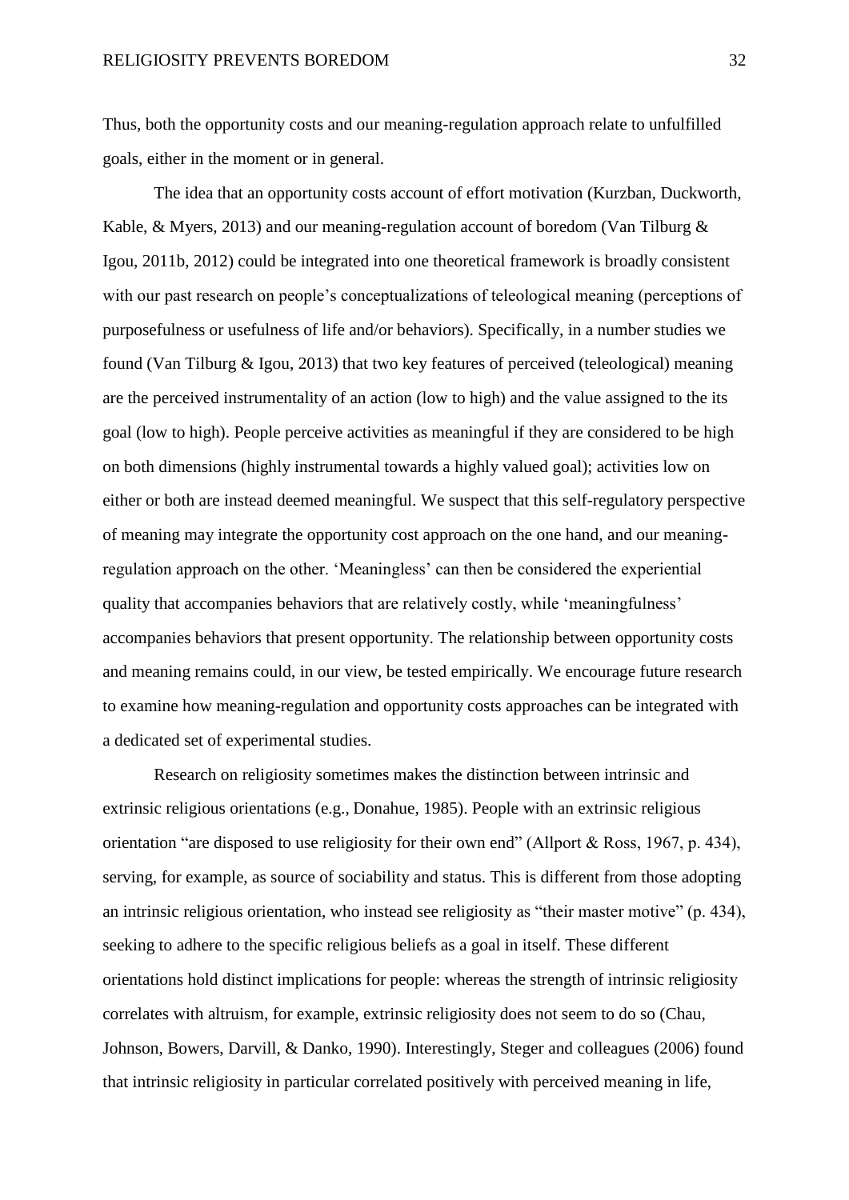Thus, both the opportunity costs and our meaning-regulation approach relate to unfulfilled goals, either in the moment or in general.

The idea that an opportunity costs account of effort motivation (Kurzban, Duckworth, Kable, & Myers, 2013) and our meaning-regulation account of boredom (Van Tilburg & Igou, 2011b, 2012) could be integrated into one theoretical framework is broadly consistent with our past research on people's conceptualizations of teleological meaning (perceptions of purposefulness or usefulness of life and/or behaviors). Specifically, in a number studies we found (Van Tilburg & Igou, 2013) that two key features of perceived (teleological) meaning are the perceived instrumentality of an action (low to high) and the value assigned to the its goal (low to high). People perceive activities as meaningful if they are considered to be high on both dimensions (highly instrumental towards a highly valued goal); activities low on either or both are instead deemed meaningful. We suspect that this self-regulatory perspective of meaning may integrate the opportunity cost approach on the one hand, and our meaning-regulation approach on the other. 'Meaningless' can then be considered the experiential quality that accompanies behaviors that are relatively costly, while 'meaningfulness' accompanies behaviors that present opportunity. The relationship between opportunity costs and meaning remains could, in our view, be tested empirically. We encourage future research to examine how meaning-regulation and opportunity costs approaches can be integrated with a dedicated set of experimental studies.

Research on religiosity sometimes makes the distinction between intrinsic and extrinsic religious orientations (e.g., Donahue, 1985). People with an extrinsic religious orientation "are disposed to use religiosity for their own end" (Allport & Ross, 1967, p. 434), serving, for example, as source of sociability and status. This is different from those adopting an intrinsic religious orientation, who instead see religiosity as "their master motive" (p. 434), seeking to adhere to the specific religious beliefs as a goal in itself. These different orientations hold distinct implications for people: whereas the strength of intrinsic religiosity correlates with altruism, for example, extrinsic religiosity does not seem to do so (Chau, Johnson, Bowers, Darvill, & Danko, 1990). Interestingly, Steger and colleagues (2006) found that intrinsic religiosity in particular correlated positively with perceived meaning in life,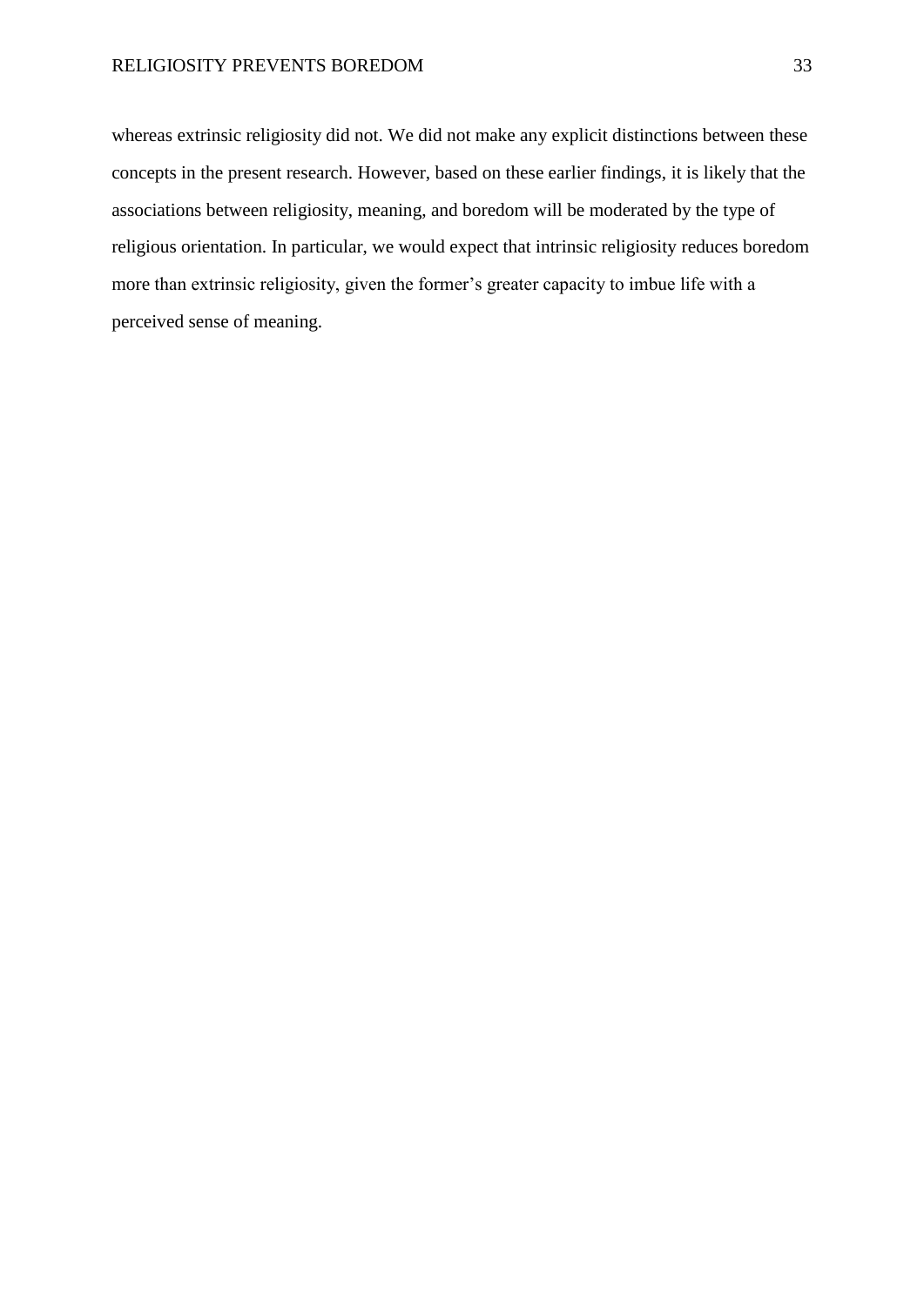whereas extrinsic religiosity did not. We did not make any explicit distinctions between these concepts in the present research. However, based on these earlier findings, it is likely that the associations between religiosity, meaning, and boredom will be moderated by the type of religious orientation. In particular, we would expect that intrinsic religiosity reduces boredom more than extrinsic religiosity, given the former's greater capacity to imbue life with a perceived sense of meaning.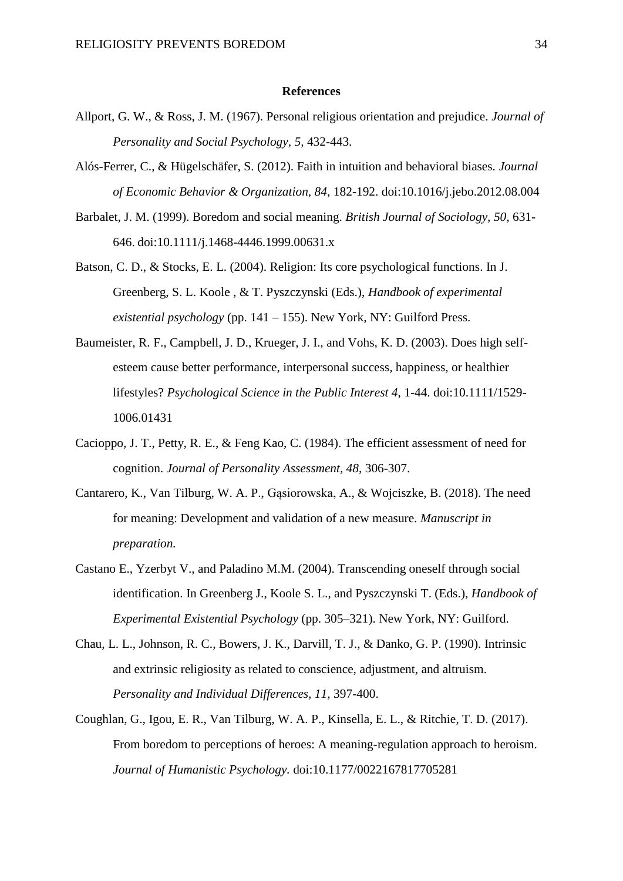**References**

Allport, G. W., & Ross, J. M. (1967). Personal religious orientation and prejudice. *Journal of Personality and Social Psychology*, *5*, 432-443.

Alós-Ferrer, C., & Hügelschäfer, S. (2012). Faith in intuition and behavioral biases. *Journal of Economic Behavior & Organization*, *84*, 182-192. doi:10.1016/j.jebo.2012.08.004

Barbalet, J. M. (1999). Boredom and social meaning. *British Journal of Sociology, 50,* 631-646. doi:10.1111/j.1468-4446.1999.00631.x

Batson, C. D., & Stocks, E. L. (2004). Religion: Its core psychological functions. In J. Greenberg, S. L. Koole , & T. Pyszczynski (Eds.), *Handbook of experimental existential psychology* (pp. 141 – 155). New York, NY: Guilford Press.

Baumeister, R. F., Campbell, J. D., Krueger, J. I., and Vohs, K. D. (2003). Does high self-esteem cause better performance, interpersonal success, happiness, or healthier lifestyles? *Psychological Science in the Public Interest 4*, 1-44. doi:10.1111/1529-1006.01431

Cacioppo, J. T., Petty, R. E., & Feng Kao, C. (1984). The efficient assessment of need for cognition. *Journal of Personality Assessment, 48*, 306-307.

Cantarero, K., Van Tilburg, W. A. P., Gąsiorowska, A., & Wojciszke, B. (2018). The need for meaning: Development and validation of a new measure. *Manuscript in preparation.*

Castano E., Yzerbyt V., and Paladino M.M. (2004). Transcending oneself through social identification. In Greenberg J., Koole S. L., and Pyszczynski T. (Eds.), *Handbook of Experimental Existential Psychology* (pp. 305–321). New York, NY: Guilford.

Chau, L. L., Johnson, R. C., Bowers, J. K., Darvill, T. J., & Danko, G. P. (1990). Intrinsic and extrinsic religiosity as related to conscience, adjustment, and altruism. *Personality and Individual Differences, 11*, 397-400.

Coughlan, G., Igou, E. R., Van Tilburg, W. A. P., Kinsella, E. L., & Ritchie, T. D. (2017). From boredom to perceptions of heroes: A meaning-regulation approach to heroism. *Journal of Humanistic Psychology.* doi:10.1177/0022167817705281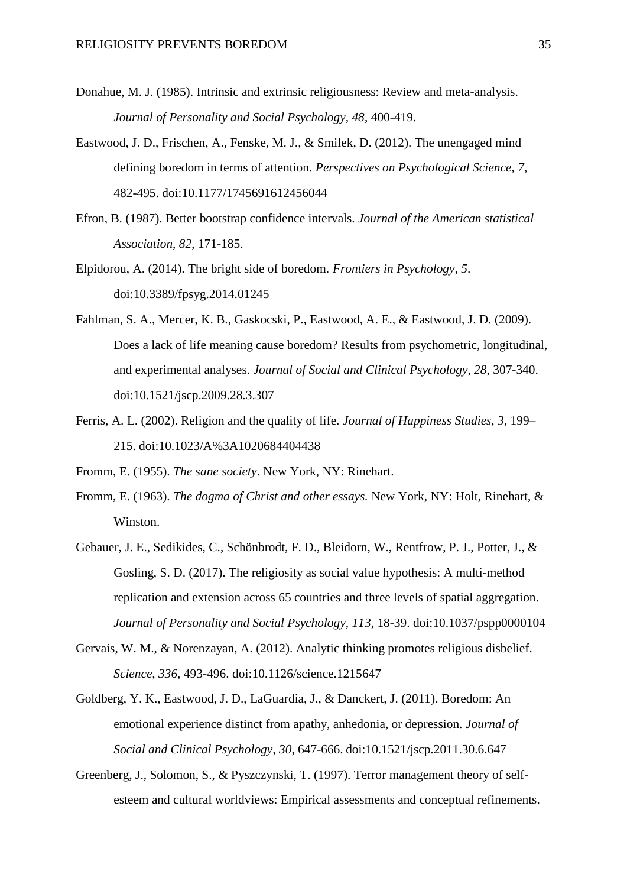Donahue, M. J. (1985). Intrinsic and extrinsic religiousness: Review and meta-analysis. *Journal of Personality and Social Psychology, 48*, 400-419.

Eastwood, J. D., Frischen, A., Fenske, M. J., & Smilek, D. (2012). The unengaged mind defining boredom in terms of attention. *Perspectives on Psychological Science, 7*, 482-495. doi:10.1177/1745691612456044

Efron, B. (1987). Better bootstrap confidence intervals. *Journal of the American statistical Association, 82*, 171-185.

Elpidorou, A. (2014). The bright side of boredom. *Frontiers in Psychology, 5*. doi:10.3389/fpsyg.2014.01245

Fahlman, S. A., Mercer, K. B., Gaskocski, P., Eastwood, A. E., & Eastwood, J. D. (2009). Does a lack of life meaning cause boredom? Results from psychometric, longitudinal, and experimental analyses. *Journal of Social and Clinical Psychology, 28*, 307-340. doi:10.1521/jscp.2009.28.3.307

Ferris, A. L. (2002). Religion and the quality of life. *Journal of Happiness Studies, 3*, 199–215. doi:10.1023/A%3A1020684404438

Fromm, E. (1955). *The sane society*. New York, NY: Rinehart.

Fromm, E. (1963). *The dogma of Christ and other essays.* New York, NY: Holt, Rinehart, & Winston.

Gebauer, J. E., Sedikides, C., Schönbrodt, F. D., Bleidorn, W., Rentfrow, P. J., Potter, J., & Gosling, S. D. (2017). The religiosity as social value hypothesis: A multi-method replication and extension across 65 countries and three levels of spatial aggregation. *Journal of Personality and Social Psychology, 113*, 18-39. doi:10.1037/pspp0000104

Gervais, W. M., & Norenzayan, A. (2012). Analytic thinking promotes religious disbelief. *Science, 336*, 493-496. doi:10.1126/science.1215647

Goldberg, Y. K., Eastwood, J. D., LaGuardia, J., & Danckert, J. (2011). Boredom: An emotional experience distinct from apathy, anhedonia, or depression. *Journal of Social and Clinical Psychology, 30*, 647-666. doi:10.1521/jscp.2011.30.6.647

Greenberg, J., Solomon, S., & Pyszczynski, T. (1997). Terror management theory of self-esteem and cultural worldviews: Empirical assessments and conceptual refinements.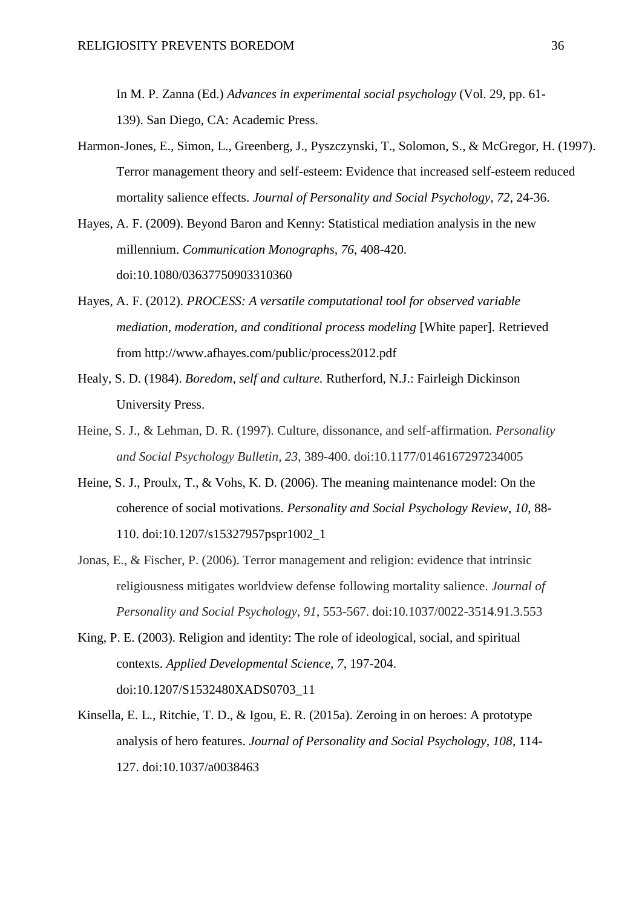In M. P. Zanna (Ed.) *Advances in experimental social psychology* (Vol. 29, pp. 61-139). San Diego, CA: Academic Press.

Harmon-Jones, E., Simon, L., Greenberg, J., Pyszczynski, T., Solomon, S., & McGregor, H. (1997). Terror management theory and self-esteem: Evidence that increased self-esteem reduced mortality salience effects. *Journal of Personality and Social Psychology, 72*, 24-36.

Hayes, A. F. (2009). Beyond Baron and Kenny: Statistical mediation analysis in the new millennium. *Communication Monographs, 76*, 408-420. doi:10.1080/03637750903310360

Hayes, A. F. (2012). *PROCESS: A versatile computational tool for observed variable mediation, moderation, and conditional process modeling* [White paper]. Retrieved from http://www.afhayes.com/public/process2012.pdf

Healy, S. D. (1984). *Boredom, self and culture.* Rutherford, N.J.: Fairleigh Dickinson University Press.

Heine, S. J., & Lehman, D. R. (1997). Culture, dissonance, and self-affirmation. *Personality and Social Psychology Bulletin, 23*, 389-400. doi:10.1177/0146167297234005

Heine, S. J., Proulx, T., & Vohs, K. D. (2006). The meaning maintenance model: On the coherence of social motivations. *Personality and Social Psychology Review, 10*, 88-110. doi:10.1207/s15327957pspr1002_1

Jonas, E., & Fischer, P. (2006). Terror management and religion: evidence that intrinsic religiousness mitigates worldview defense following mortality salience. *Journal of Personality and Social Psychology*, *91*, 553-567. doi:10.1037/0022-3514.91.3.553

King, P. E. (2003). Religion and identity: The role of ideological, social, and spiritual contexts. *Applied Developmental Science, 7*, 197-204. doi:10.1207/S1532480XADS0703_11

Kinsella, E. L., Ritchie, T. D., & Igou, E. R. (2015a). Zeroing in on heroes: A prototype analysis of hero features. *Journal of Personality and Social Psychology, 108*, 114-127. doi:10.1037/a0038463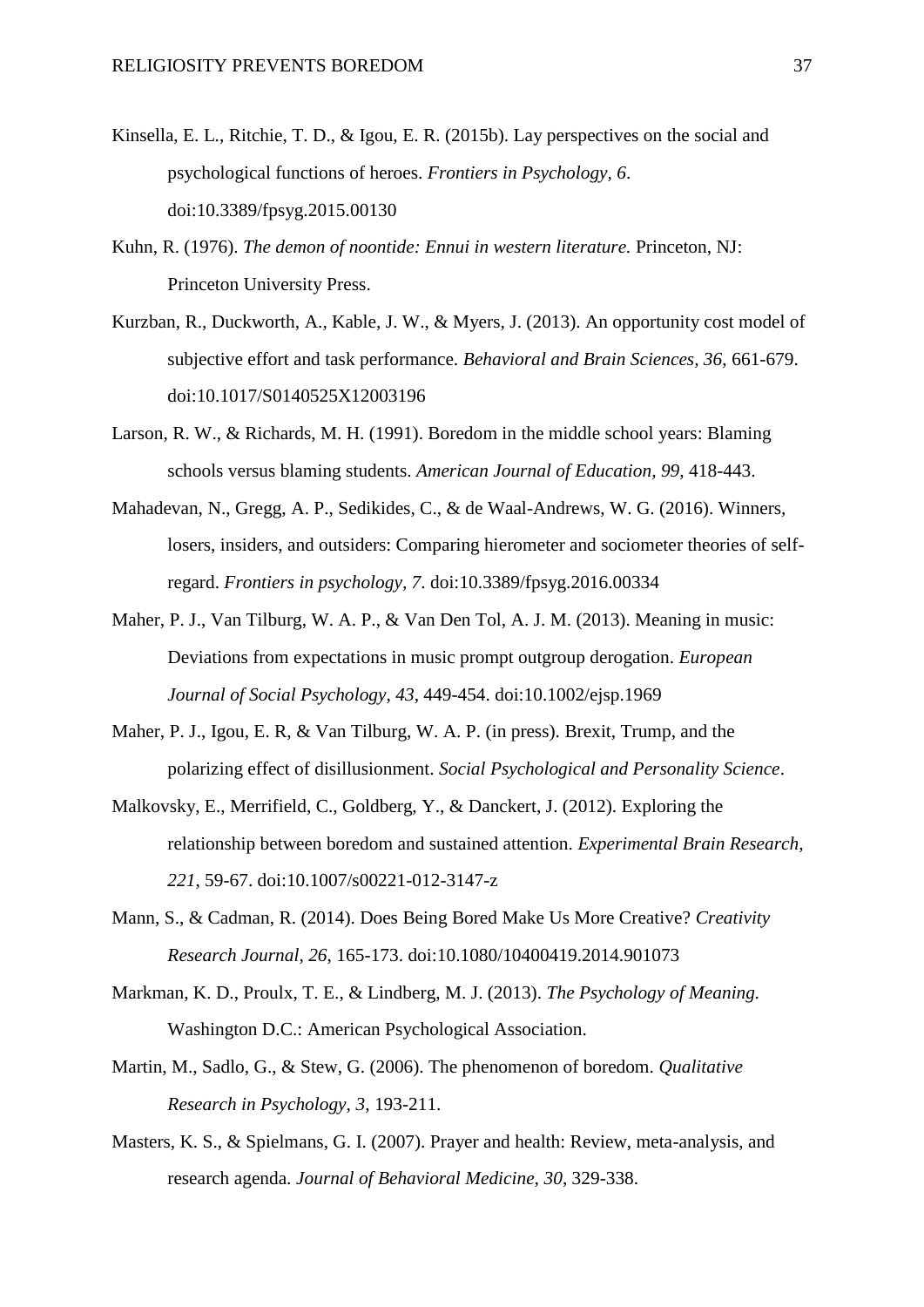Kinsella, E. L., Ritchie, T. D., & Igou, E. R. (2015b). Lay perspectives on the social and psychological functions of heroes. *Frontiers in Psychology, 6*. doi:10.3389/fpsyg.2015.00130

Kuhn, R. (1976). *The demon of noontide: Ennui in western literature.* Princeton, NJ: Princeton University Press.

Kurzban, R., Duckworth, A., Kable, J. W., & Myers, J. (2013). An opportunity cost model of subjective effort and task performance. *Behavioral and Brain Sciences, 36*, 661-679. doi:10.1017/S0140525X12003196

Larson, R. W., & Richards, M. H. (1991). Boredom in the middle school years: Blaming schools versus blaming students. *American Journal of Education, 99*, 418-443.

Mahadevan, N., Gregg, A. P., Sedikides, C., & de Waal-Andrews, W. G. (2016). Winners, losers, insiders, and outsiders: Comparing hierometer and sociometer theories of self-regard. *Frontiers in psychology, 7*. doi:10.3389/fpsyg.2016.00334

Maher, P. J., Van Tilburg, W. A. P., & Van Den Tol, A. J. M. (2013). Meaning in music: Deviations from expectations in music prompt outgroup derogation. *European Journal of Social Psychology, 43*, 449-454. doi:10.1002/ejsp.1969

Maher, P. J., Igou, E. R, & Van Tilburg, W. A. P. (in press). Brexit, Trump, and the polarizing effect of disillusionment. *Social Psychological and Personality Science*.

Malkovsky, E., Merrifield, C., Goldberg, Y., & Danckert, J. (2012). Exploring the relationship between boredom and sustained attention. *Experimental Brain Research, 221*, 59-67. doi:10.1007/s00221-012-3147-z

Mann, S., & Cadman, R. (2014). Does Being Bored Make Us More Creative? *Creativity Research Journal, 26*, 165-173. doi:10.1080/10400419.2014.901073

Markman, K. D., Proulx, T. E., & Lindberg, M. J. (2013). *The Psychology of Meaning.* Washington D.C.: American Psychological Association.

Martin, M., Sadlo, G., & Stew, G. (2006). The phenomenon of boredom. *Qualitative Research in Psychology, 3*, 193-211.

Masters, K. S., & Spielmans, G. I. (2007). Prayer and health: Review, meta-analysis, and research agenda. *Journal of Behavioral Medicine, 30*, 329-338.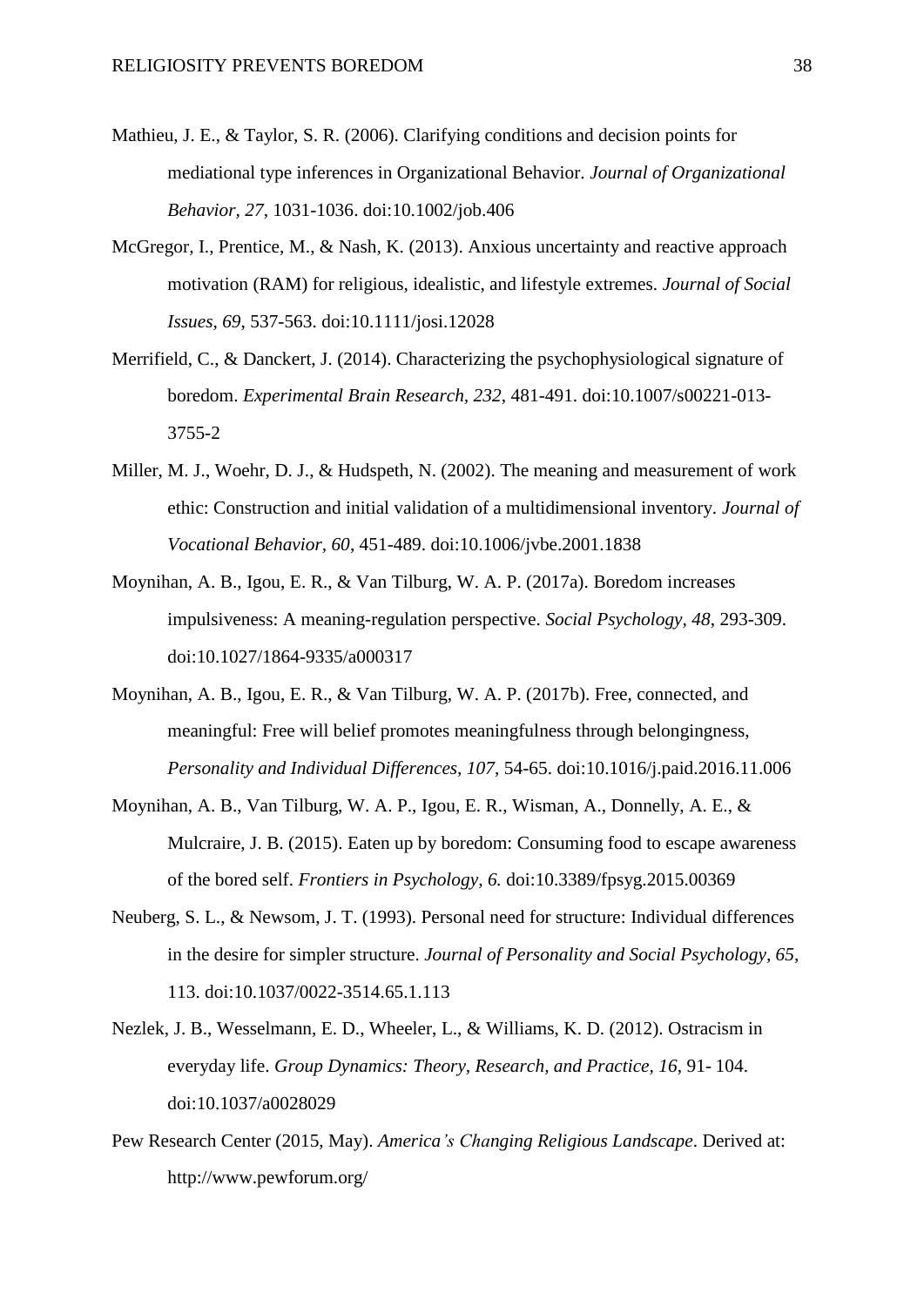Mathieu, J. E., & Taylor, S. R. (2006). Clarifying conditions and decision points for mediational type inferences in Organizational Behavior. *Journal of Organizational Behavior, 27*, 1031-1036. doi:10.1002/job.406

McGregor, I., Prentice, M., & Nash, K. (2013). Anxious uncertainty and reactive approach motivation (RAM) for religious, idealistic, and lifestyle extremes. *Journal of Social Issues, 69*, 537-563. doi:10.1111/josi.12028

Merrifield, C., & Danckert, J. (2014). Characterizing the psychophysiological signature of boredom. *Experimental Brain Research, 232*, 481-491. doi:10.1007/s00221-013-3755-2

Miller, M. J., Woehr, D. J., & Hudspeth, N. (2002). The meaning and measurement of work ethic: Construction and initial validation of a multidimensional inventory. *Journal of Vocational Behavior, 60*, 451-489. doi:10.1006/jvbe.2001.1838

Moynihan, A. B., Igou, E. R., & Van Tilburg, W. A. P. (2017a). Boredom increases impulsiveness: A meaning-regulation perspective. *Social Psychology, 48*, 293-309. doi:10.1027/1864-9335/a000317

Moynihan, A. B., Igou, E. R., & Van Tilburg, W. A. P. (2017b). Free, connected, and meaningful: Free will belief promotes meaningfulness through belongingness, *Personality and Individual Differences, 107*, 54-65. doi:10.1016/j.paid.2016.11.006

Moynihan, A. B., Van Tilburg, W. A. P., Igou, E. R., Wisman, A., Donnelly, A. E., & Mulcraire, J. B. (2015). Eaten up by boredom: Consuming food to escape awareness of the bored self. *Frontiers in Psychology, 6.* doi:10.3389/fpsyg.2015.00369

Neuberg, S. L., & Newsom, J. T. (1993). Personal need for structure: Individual differences in the desire for simpler structure. *Journal of Personality and Social Psychology, 65*, 113. doi:10.1037/0022-3514.65.1.113

Nezlek, J. B., Wesselmann, E. D., Wheeler, L., & Williams, K. D. (2012). Ostracism in everyday life. *Group Dynamics: Theory, Research, and Practice, 16*, 91- 104. doi:10.1037/a0028029

Pew Research Center (2015, May). *America's Changing Religious Landscape*. Derived at: http://www.pewforum.org/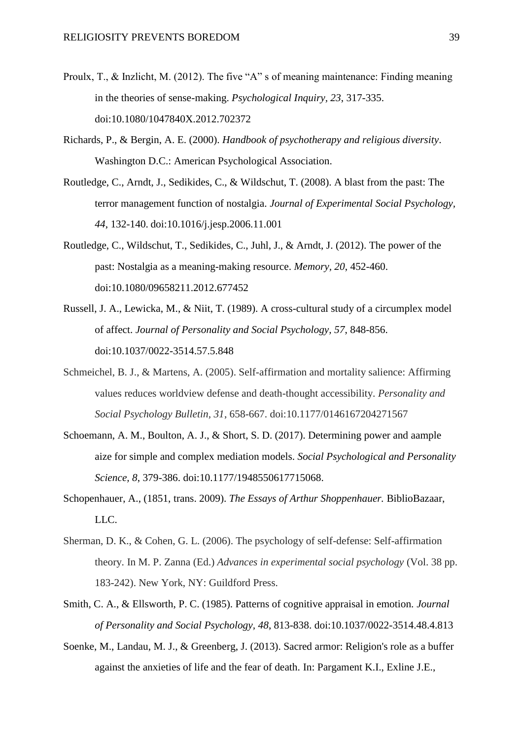Proulx, T., & Inzlicht, M. (2012). The five "A" s of meaning maintenance: Finding meaning in the theories of sense-making. *Psychological Inquiry, 23*, 317-335. doi:10.1080/1047840X.2012.702372

Richards, P., & Bergin, A. E. (2000). *Handbook of psychotherapy and religious diversity*. Washington D.C.: American Psychological Association.

Routledge, C., Arndt, J., Sedikides, C., & Wildschut, T. (2008). A blast from the past: The terror management function of nostalgia. *Journal of Experimental Social Psychology, 44*, 132-140. doi:10.1016/j.jesp.2006.11.001

Routledge, C., Wildschut, T., Sedikides, C., Juhl, J., & Arndt, J. (2012). The power of the past: Nostalgia as a meaning-making resource. *Memory, 20*, 452-460. doi:10.1080/09658211.2012.677452

Russell, J. A., Lewicka, M., & Niit, T. (1989). A cross-cultural study of a circumplex model of affect. *Journal of Personality and Social Psychology, 57*, 848-856. doi:10.1037/0022-3514.57.5.848

Schmeichel, B. J., & Martens, A. (2005). Self-affirmation and mortality salience: Affirming values reduces worldview defense and death-thought accessibility. *Personality and Social Psychology Bulletin, 31*, 658-667. doi:10.1177/0146167204271567

Schoemann, A. M., Boulton, A. J., & Short, S. D. (2017). Determining power and aample aize for simple and complex mediation models. *Social Psychological and Personality Science, 8*, 379-386. doi:10.1177/1948550617715068.

Schopenhauer, A., (1851, trans. 2009). *The Essays of Arthur Shoppenhauer.* BiblioBazaar, LLC.

Sherman, D. K., & Cohen, G. L. (2006). The psychology of self-defense: Self-affirmation theory. In M. P. Zanna (Ed.) *Advances in experimental social psychology* (Vol. 38 pp. 183-242). New York, NY: Guildford Press.

Smith, C. A., & Ellsworth, P. C. (1985). Patterns of cognitive appraisal in emotion. *Journal of Personality and Social Psychology, 48*, 813-838. doi:10.1037/0022-3514.48.4.813

Soenke, M., Landau, M. J., & Greenberg, J. (2013). Sacred armor: Religion's role as a buffer against the anxieties of life and the fear of death. In: Pargament K.I., Exline J.E.,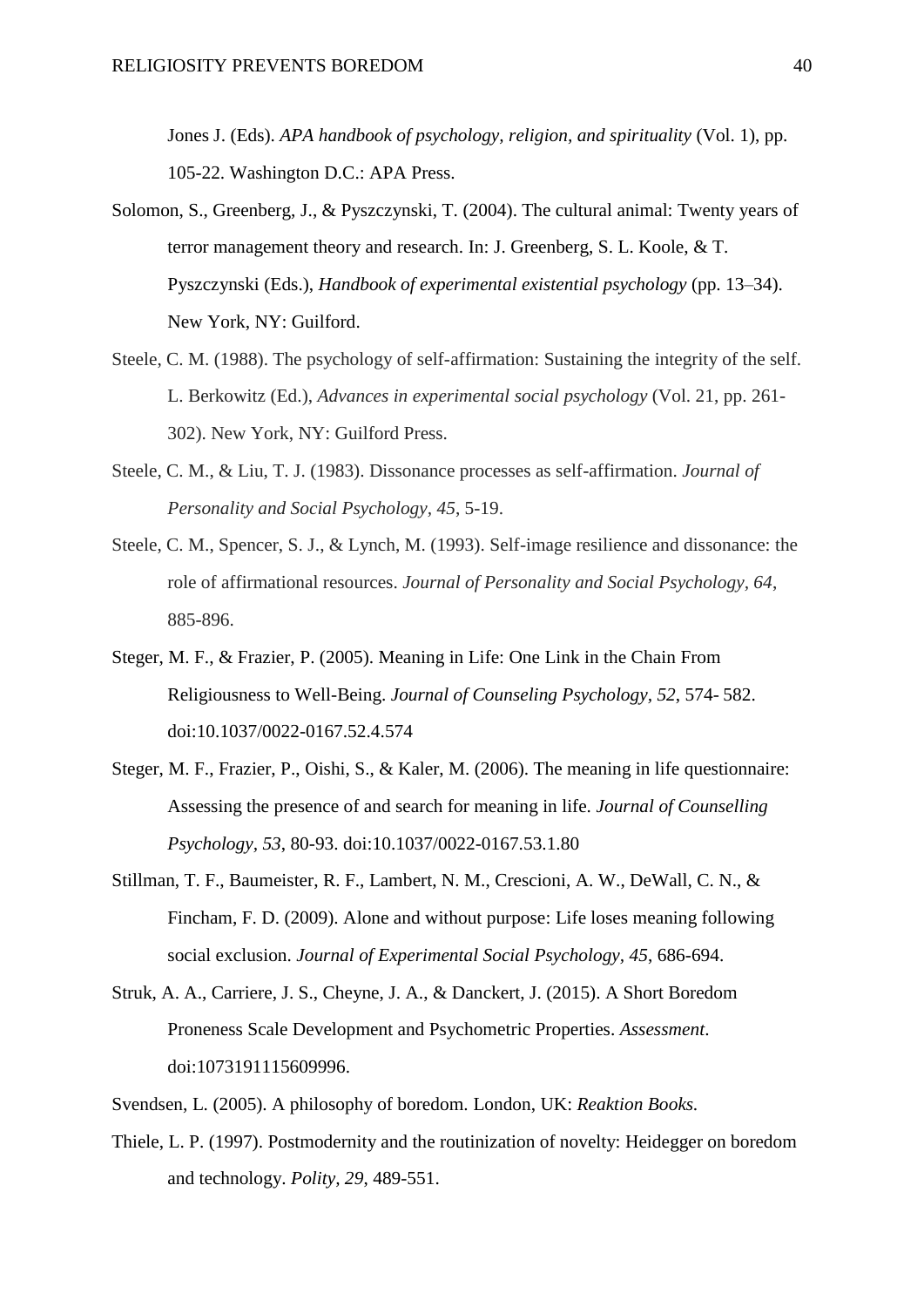Jones J. (Eds). *APA handbook of psychology, religion, and spirituality* (Vol. 1), pp. 105-22. Washington D.C.: APA Press.

Solomon, S., Greenberg, J., & Pyszczynski, T. (2004). The cultural animal: Twenty years of terror management theory and research. In: J. Greenberg, S. L. Koole, & T. Pyszczynski (Eds.), *Handbook of experimental existential psychology* (pp. 13–34). New York, NY: Guilford.

Steele, C. M. (1988). The psychology of self-affirmation: Sustaining the integrity of the self. L. Berkowitz (Ed.), *Advances in experimental social psychology* (Vol. 21, pp. 261-302). New York, NY: Guilford Press.

Steele, C. M., & Liu, T. J. (1983). Dissonance processes as self-affirmation. *Journal of Personality and Social Psychology*, *45*, 5-19.

Steele, C. M., Spencer, S. J., & Lynch, M. (1993). Self-image resilience and dissonance: the role of affirmational resources. *Journal of Personality and Social Psychology, 64*, 885-896.

Steger, M. F., & Frazier, P. (2005). Meaning in Life: One Link in the Chain From Religiousness to Well-Being. *Journal of Counseling Psychology, 52*, 574- 582. doi:10.1037/0022-0167.52.4.574

Steger, M. F., Frazier, P., Oishi, S., & Kaler, M. (2006). The meaning in life questionnaire: Assessing the presence of and search for meaning in life. *Journal of Counselling Psychology, 53*, 80-93. doi:10.1037/0022-0167.53.1.80

Stillman, T. F., Baumeister, R. F., Lambert, N. M., Crescioni, A. W., DeWall, C. N., & Fincham, F. D. (2009). Alone and without purpose: Life loses meaning following social exclusion. *Journal of Experimental Social Psychology, 45*, 686-694.

Struk, A. A., Carriere, J. S., Cheyne, J. A., & Danckert, J. (2015). A Short Boredom Proneness Scale Development and Psychometric Properties. *Assessment*. doi:1073191115609996.

Svendsen, L. (2005). A philosophy of boredom. London, UK: *Reaktion Books.*

Thiele, L. P. (1997). Postmodernity and the routinization of novelty: Heidegger on boredom and technology. *Polity, 29*, 489-551.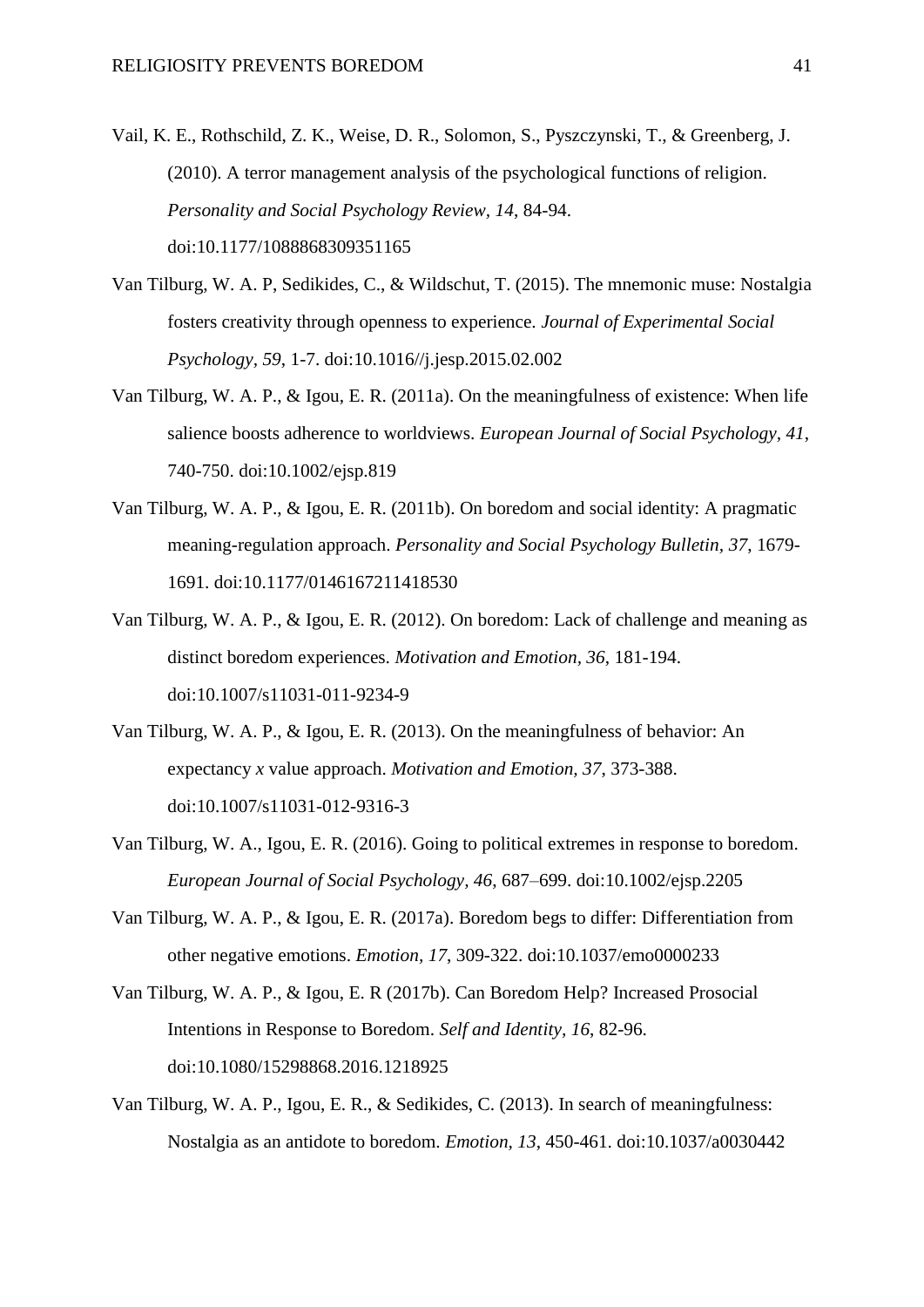Vail, K. E., Rothschild, Z. K., Weise, D. R., Solomon, S., Pyszczynski, T., & Greenberg, J. (2010). A terror management analysis of the psychological functions of religion. *Personality and Social Psychology Review, 14*, 84-94. doi:10.1177/1088868309351165

Van Tilburg, W. A. P, Sedikides, C., & Wildschut, T. (2015). The mnemonic muse: Nostalgia fosters creativity through openness to experience. *Journal of Experimental Social Psychology, 59*, 1-7. doi:10.1016//j.jesp.2015.02.002

Van Tilburg, W. A. P., & Igou, E. R. (2011a). On the meaningfulness of existence: When life salience boosts adherence to worldviews. *European Journal of Social Psychology, 41*, 740-750. doi:10.1002/ejsp.819

Van Tilburg, W. A. P., & Igou, E. R. (2011b). On boredom and social identity: A pragmatic meaning-regulation approach. *Personality and Social Psychology Bulletin, 37*, 1679-1691. doi:10.1177/0146167211418530

Van Tilburg, W. A. P., & Igou, E. R. (2012). On boredom: Lack of challenge and meaning as distinct boredom experiences. *Motivation and Emotion, 36*, 181-194. doi:10.1007/s11031-011-9234-9

Van Tilburg, W. A. P., & Igou, E. R. (2013). On the meaningfulness of behavior: An expectancy *x* value approach. *Motivation and Emotion, 37*, 373-388. doi:10.1007/s11031-012-9316-3

Van Tilburg, W. A., Igou, E. R. (2016). Going to political extremes in response to boredom. *European Journal of Social Psychology, 46*, 687–699. doi:10.1002/ejsp.2205

Van Tilburg, W. A. P., & Igou, E. R. (2017a). Boredom begs to differ: Differentiation from other negative emotions. *Emotion, 17*, 309-322. doi:10.1037/emo0000233

Van Tilburg, W. A. P., & Igou, E. R (2017b). Can Boredom Help? Increased Prosocial Intentions in Response to Boredom. *Self and Identity, 16*, 82-96. doi:10.1080/15298868.2016.1218925

Van Tilburg, W. A. P., Igou, E. R., & Sedikides, C. (2013). In search of meaningfulness: Nostalgia as an antidote to boredom. *Emotion, 13*, 450-461. doi:10.1037/a0030442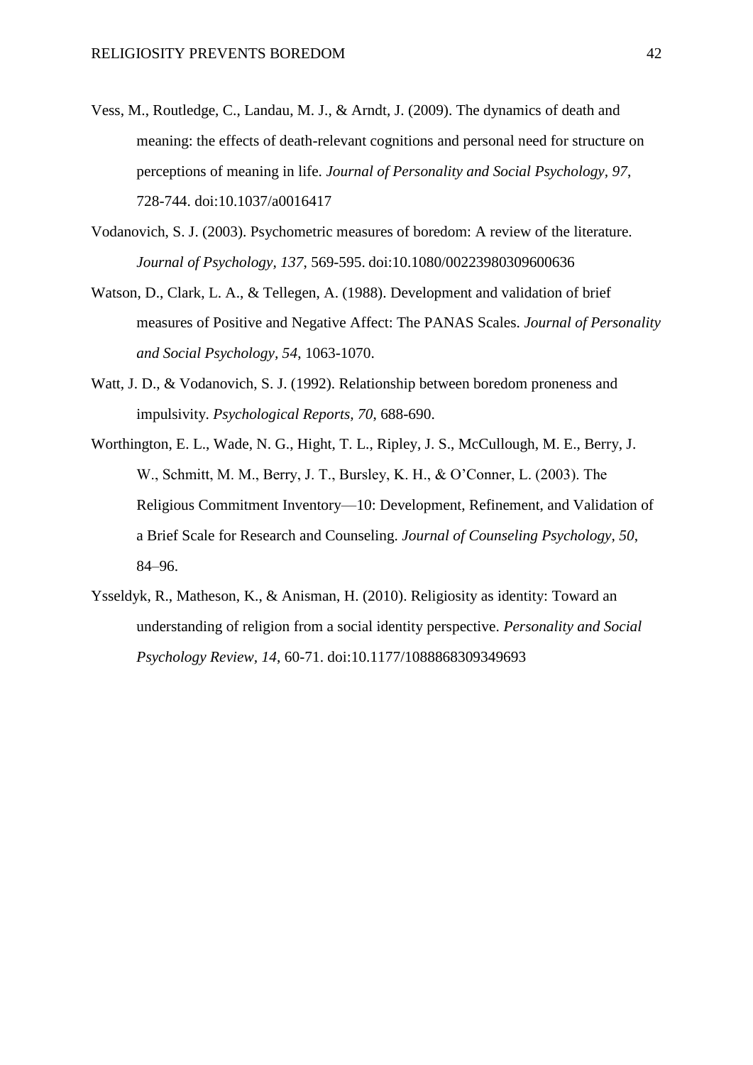Vess, M., Routledge, C., Landau, M. J., & Arndt, J. (2009). The dynamics of death and meaning: the effects of death-relevant cognitions and personal need for structure on perceptions of meaning in life. *Journal of Personality and Social Psychology, 97*, 728-744. doi:10.1037/a0016417

Vodanovich, S. J. (2003). Psychometric measures of boredom: A review of the literature. *Journal of Psychology, 137*, 569-595. doi:10.1080/00223980309600636

Watson, D., Clark, L. A., & Tellegen, A. (1988). Development and validation of brief measures of Positive and Negative Affect: The PANAS Scales. *Journal of Personality and Social Psychology, 54*, 1063-1070.

Watt, J. D., & Vodanovich, S. J. (1992). Relationship between boredom proneness and impulsivity. *Psychological Reports, 70*, 688-690.

Worthington, E. L., Wade, N. G., Hight, T. L., Ripley, J. S., McCullough, M. E., Berry, J. W., Schmitt, M. M., Berry, J. T., Bursley, K. H., & O'Conner, L. (2003). The Religious Commitment Inventory—10: Development, Refinement, and Validation of a Brief Scale for Research and Counseling. *Journal of Counseling Psychology, 50*, 84–96.

Ysseldyk, R., Matheson, K., & Anisman, H. (2010). Religiosity as identity: Toward an understanding of religion from a social identity perspective. *Personality and Social Psychology Review, 14*, 60-71. doi:10.1177/1088868309349693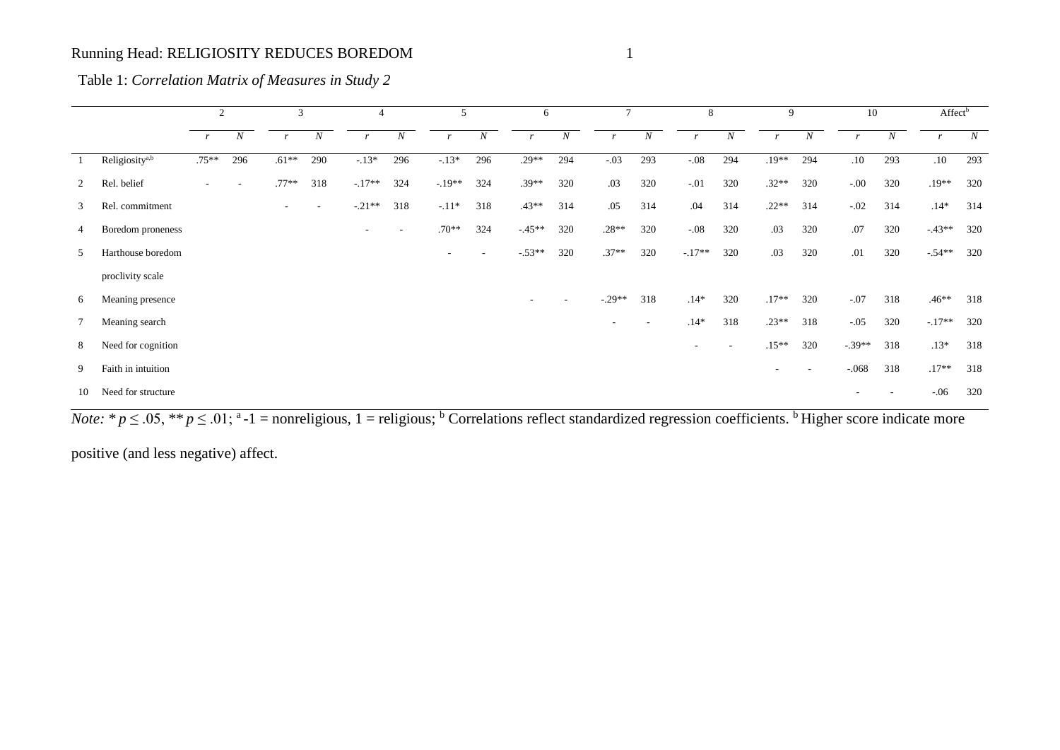Table 1: *Correlation Matrix of Measures in Study 2*

| | | 2 | | 3 | | 4 | | 5 | | 6 | | 7 | | 8 | | 9 | | 10 | | Affect[b] | |
|---|---|---|---|---|---|---|---|---|---|---|---|---|---|---|---|---|---|---|---|---|---|
| | | *r* | *N* | *r* | *N* | *r* | *N* | *r* | *N* | *r* | *N* | *r* | *N* | *r* | *N* | *r* | *N* | *r* | *N* | *r* | *N* |
| 1 | Religiosity[a,b] | .75** | 296 | .61** | 290 | -.13* | 296 | -.13* | 296 | .29** | 294 | -.03 | 293 | -.08 | 294 | .19** | 294 | .10 | 293 | .10 | 293 |
| 2 | Rel. belief | - | - | .77** | 318 | -.17** | 324 | -.19** | 324 | .39** | 320 | .03 | 320 | -.01 | 320 | .32** | 320 | -.00 | 320 | .19** | 320 |
| 3 | Rel. commitment | | | - | - | -.21** | 318 | -.11* | 318 | .43** | 314 | .05 | 314 | .04 | 314 | .22** | 314 | -.02 | 314 | .14* | 314 |
| 4 | Boredom proneness | | | | | - | - | .70** | 324 | -.45** | 320 | .28** | 320 | -.08 | 320 | .03 | 320 | .07 | 320 | -.43** | 320 |
| 5 | Harthouse boredom proclivity scale | | | | | | | - | - | -.53** | 320 | .37** | 320 | -.17** | 320 | .03 | 320 | .01 | 320 | -.54** | 320 |
| 6 | Meaning presence | | | | | | | | | - | - | -.29** | 318 | .14* | 320 | .17** | 320 | -.07 | 318 | .46** | 318 |
| 7 | Meaning search | | | | | | | | | | | - | - | .14* | 318 | .23** | 318 | -.05 | 320 | -.17** | 320 |
| 8 | Need for cognition | | | | | | | | | | | | | - | - | .15** | 320 | -.39** | 318 | .13* | 318 |
| 9 | Faith in intuition | | | | | | | | | | | | | | | - | - | -.068 | 318 | .17** | 318 |
| 10 | Need for structure | | | | | | | | | | | | | | | | | - | - | -.06 | 320 |

*Note:* * $p \leq .05$, ** $p \leq .01$; [a] -1 = nonreligious, 1 = religious; [b] Correlations reflect standardized regression coefficients. [b] Higher score indicate more positive (and less negative) affect.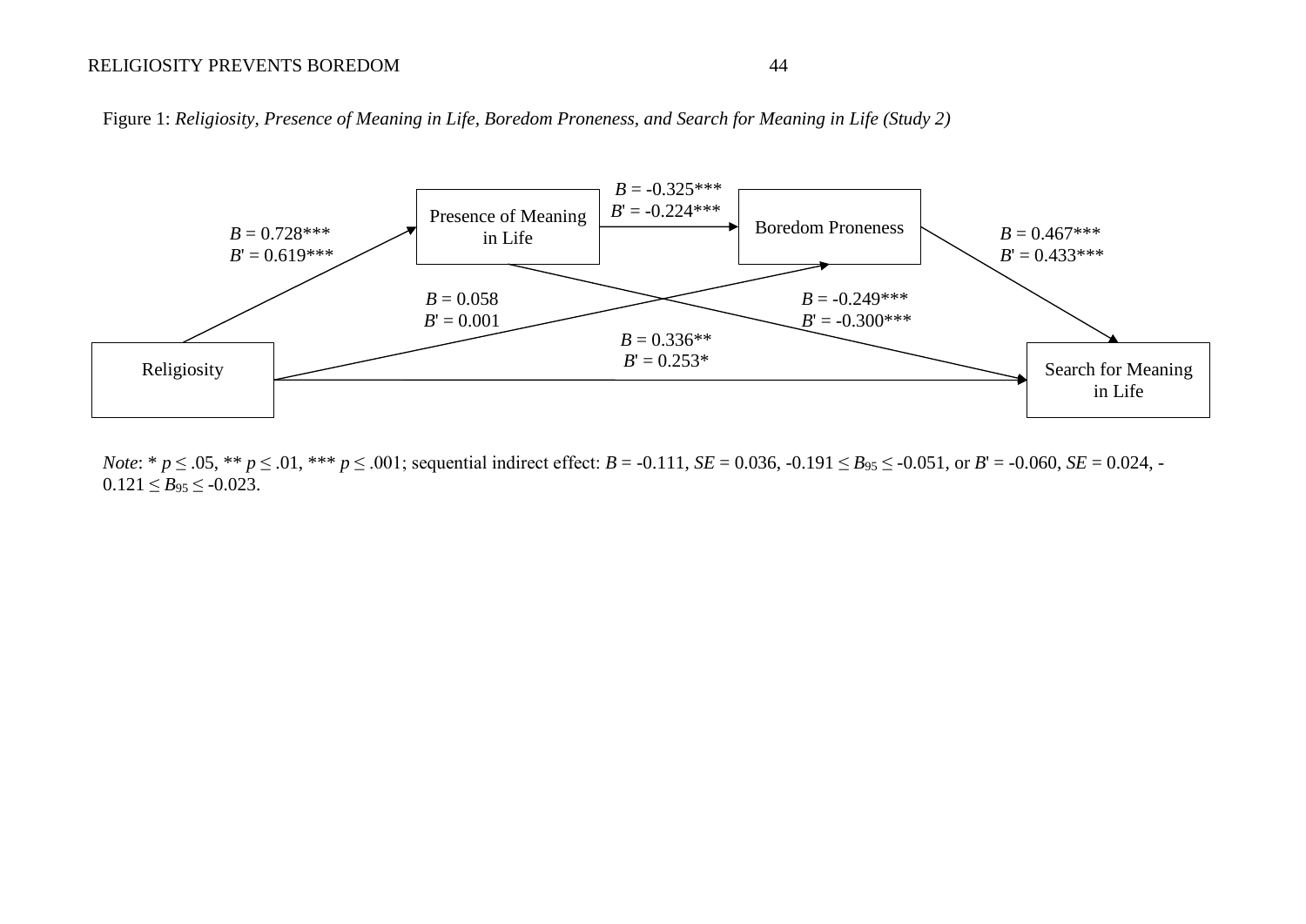Figure 1: *Religiosity, Presence of Meaning in Life, Boredom Proneness, and Search for Meaning in Life (Study 2)*

Presence of Meaning in Life

Boredom Proneness

Religiosity

Search for Meaning in Life

Religiosity → Presence of Meaning in Life: $B$ = 0.728*** $B'$ = 0.619***

Presence of Meaning in Life → Boredom Proneness: $B$ = -0.325*** $B'$ = -0.224***

Boredom Proneness → Search for Meaning in Life: $B$ = 0.467*** $B'$ = 0.433***

Religiosity → Boredom Proneness: $B$ = 0.058 $B'$ = 0.001

Presence of Meaning in Life → Search for Meaning in Life: $B$ = -0.249*** $B'$ = -0.300***

Religiosity → Search for Meaning in Life: $B$ = 0.336** $B'$ = 0.253*

*Note*: * $p \leq .05$, ** $p \leq .01$, *** $p \leq .001$; sequential indirect effect: $B$ = -0.111, $SE$ = 0.036, $-0.191 \leq B_{95} \leq -0.051$, or $B'$ = -0.060, $SE$ = 0.024, $-0.121 \leq B_{95} \leq -0.023$.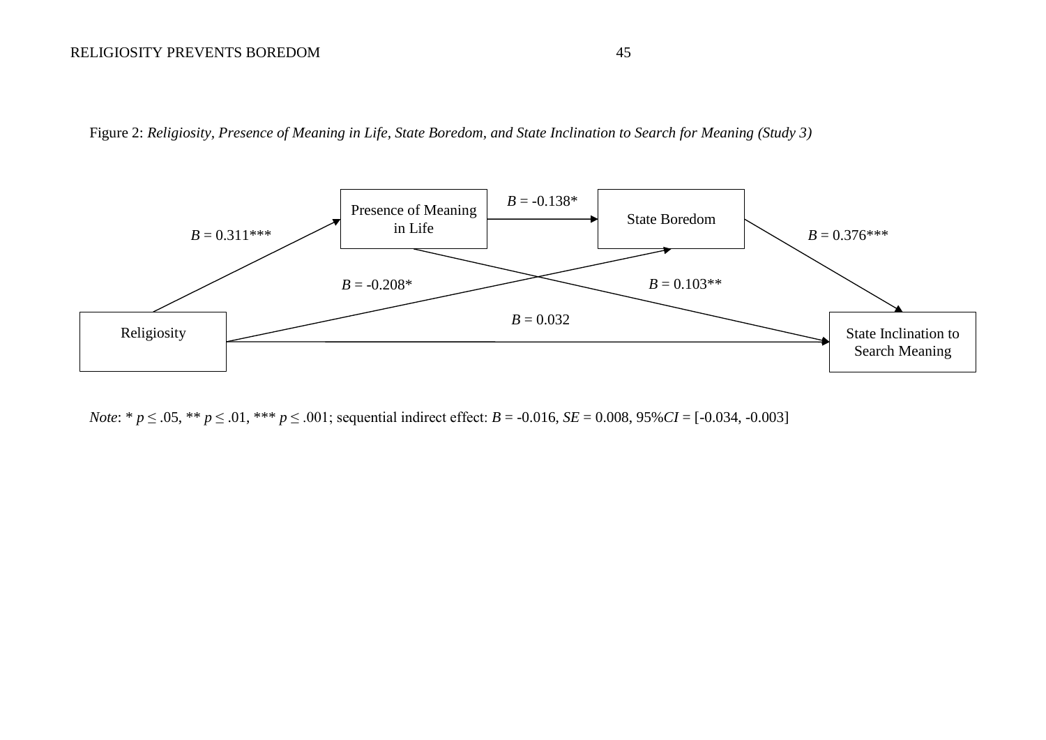Figure 2: *Religiosity, Presence of Meaning in Life, State Boredom, and State Inclination to Search for Meaning (Study 3)*

Presence of Meaning in Life

State Boredom

Religiosity

State Inclination to Search Meaning

*B* = 0.311***

*B* = -0.138*

*B* = 0.376***

*B* = -0.208*

*B* = 0.103**

*B* = 0.032

*Note*: * $p \leq .05$, ** $p \leq .01$, *** $p \leq .001$; sequential indirect effect: $B = -0.016$, $SE = 0.008$, 95%$CI$ = [-0.034, -0.003]